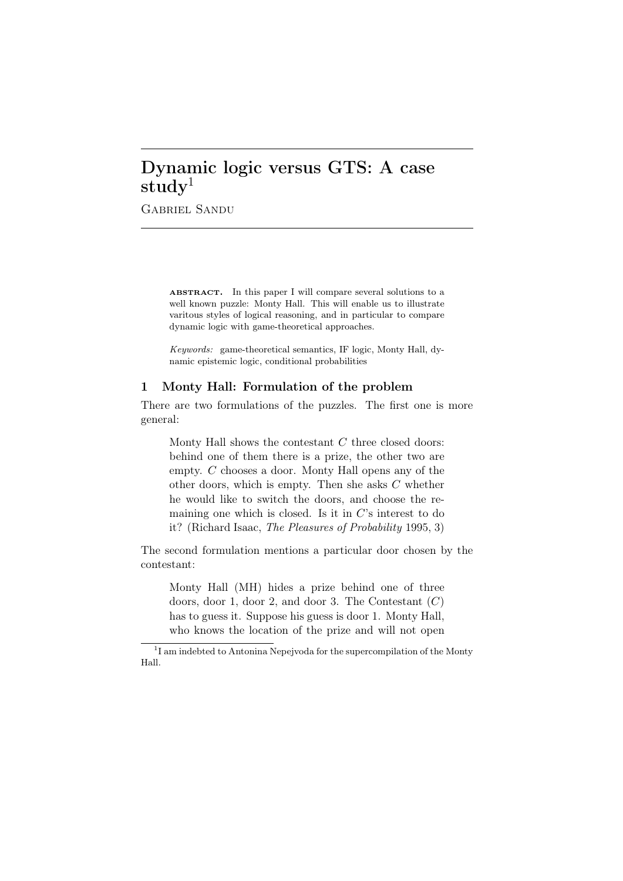# Dynamic logic versus GTS: A case study[1]

Gabriel Sandu

**ABSTRACT.** In this paper I will compare several solutions to a well known puzzle: Monty Hall. This will enable us to illustrate varitous styles of logical reasoning, and in particular to compare dynamic logic with game-theoretical approaches.

*Keywords:* game-theoretical semantics, IF logic, Monty Hall, dynamic epistemic logic, conditional probabilities

## 1 Monty Hall: Formulation of the problem

There are two formulations of the puzzles. The first one is more general:

> Monty Hall shows the contestant $C$ three closed doors: behind one of them there is a prize, the other two are empty. $C$ chooses a door. Monty Hall opens any of the other doors, which is empty. Then she asks $C$ whether he would like to switch the doors, and choose the remaining one which is closed. Is it in $C$'s interest to do it? (Richard Isaac, *The Pleasures of Probability* 1995, 3)

The second formulation mentions a particular door chosen by the contestant:

> Monty Hall (MH) hides a prize behind one of three doors, door 1, door 2, and door 3. The Contestant ($C$) has to guess it. Suppose his guess is door 1. Monty Hall, who knows the location of the prize and will not open

[1] I am indebted to Antonina Nepejvoda for the supercompilation of the Monty Hall.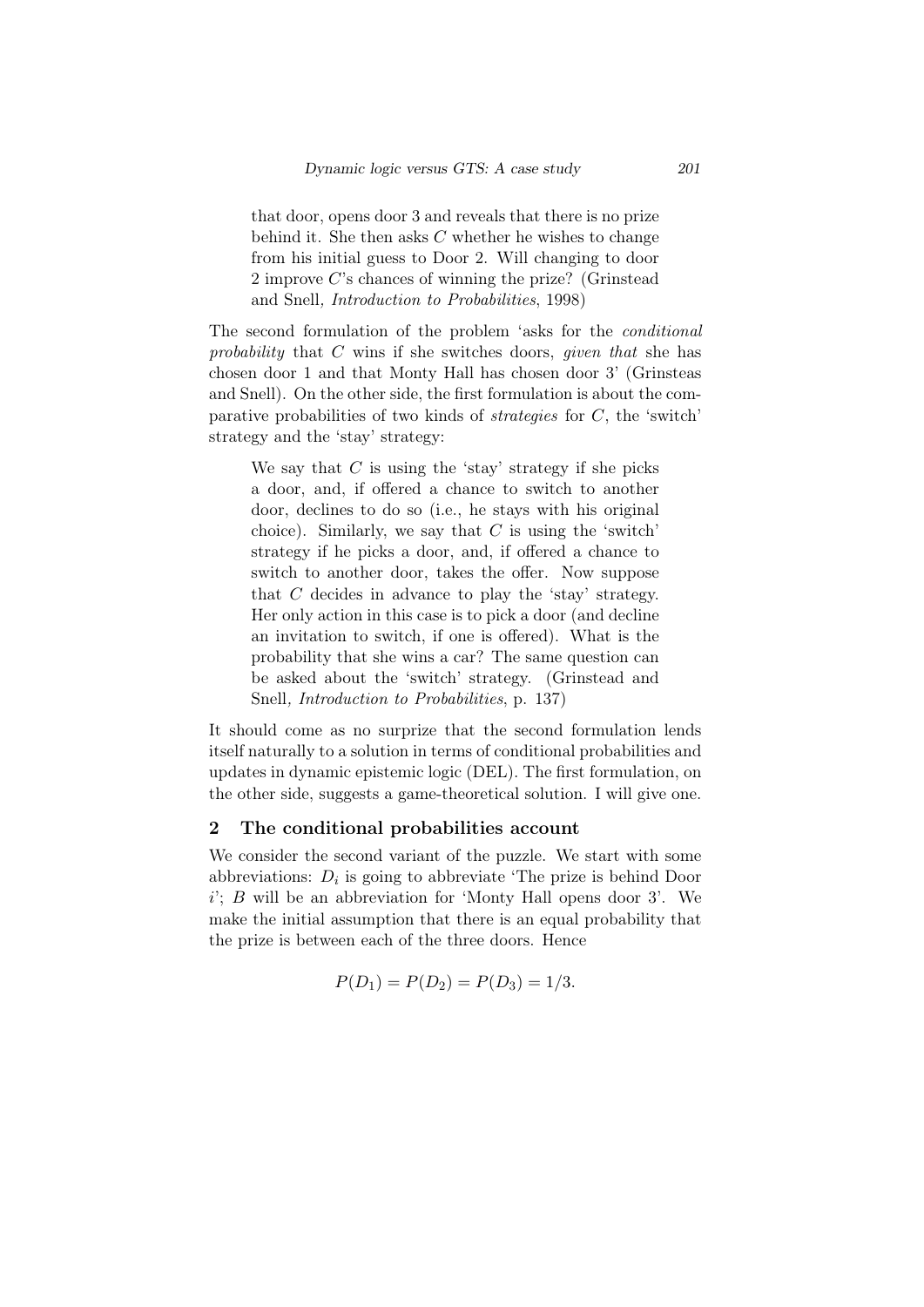> that door, opens door 3 and reveals that there is no prize behind it. She then asks $C$ whether he wishes to change from his initial guess to Door 2. Will changing to door 2 improve $C$'s chances of winning the prize? (Grinstead and Snell*, Introduction to Probabilities*, 1998)

The second formulation of the problem 'asks for the *conditional probability* that $C$ wins if she switches doors, *given that* she has chosen door 1 and that Monty Hall has chosen door 3' (Grinsteas and Snell). On the other side, the first formulation is about the comparative probabilities of two kinds of *strategies* for $C$, the 'switch' strategy and the 'stay' strategy:

> We say that $C$ is using the 'stay' strategy if she picks a door, and, if offered a chance to switch to another door, declines to do so (i.e., he stays with his original choice). Similarly, we say that $C$ is using the 'switch' strategy if he picks a door, and, if offered a chance to switch to another door, takes the offer. Now suppose that $C$ decides in advance to play the 'stay' strategy. Her only action in this case is to pick a door (and decline an invitation to switch, if one is offered). What is the probability that she wins a car? The same question can be asked about the 'switch' strategy. (Grinstead and Snell*, Introduction to Probabilities*, p. 137)

It should come as no surprize that the second formulation lends itself naturally to a solution in terms of conditional probabilities and updates in dynamic epistemic logic (DEL). The first formulation, on the other side, suggests a game-theoretical solution. I will give one.

## 2 The conditional probabilities account

We consider the second variant of the puzzle. We start with some abbreviations: $D_i$ is going to abbreviate 'The prize is behind Door $i$'; $B$ will be an abbreviation for 'Monty Hall opens door 3'. We make the initial assumption that there is an equal probability that the prize is between each of the three doors. Hence

$$P(D_1) = P(D_2) = P(D_3) = 1/3.$$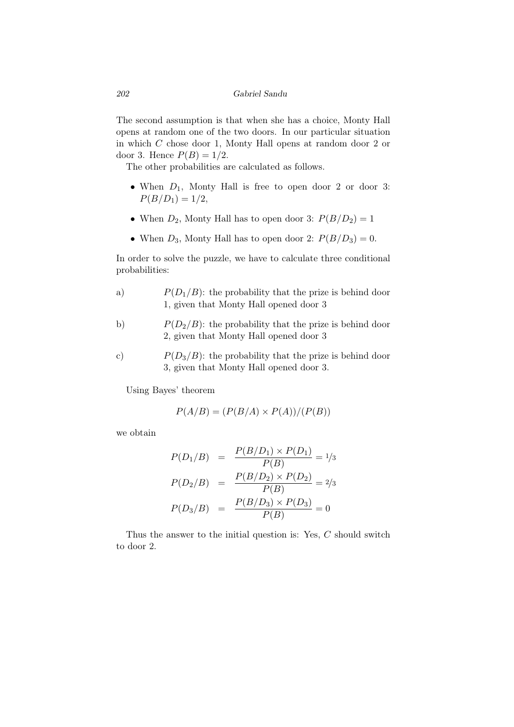The second assumption is that when she has a choice, Monty Hall opens at random one of the two doors. In our particular situation in which $C$ chose door 1, Monty Hall opens at random door 2 or door 3. Hence $P(B) = 1/2$.

The other probabilities are calculated as follows.

- When $D_1$, Monty Hall is free to open door 2 or door 3: $P(B/D_1) = 1/2$,
- When $D_2$, Monty Hall has to open door 3: $P(B/D_2) = 1$
- When $D_3$, Monty Hall has to open door 2: $P(B/D_3) = 0$.

In order to solve the puzzle, we have to calculate three conditional probabilities:

a) $P(D_1/B)$: the probability that the prize is behind door 1, given that Monty Hall opened door 3

b) $P(D_2/B)$: the probability that the prize is behind door 2, given that Monty Hall opened door 3

c) $P(D_3/B)$: the probability that the prize is behind door 3, given that Monty Hall opened door 3.

Using Bayes' theorem

$$P(A/B) = (P(B/A) \times P(A))/(P(B))$$

we obtain

$$
\begin{aligned}
P(D_1/B) &= \frac{P(B/D_1) \times P(D_1)}{P(B)} = 1/3 \\
P(D_2/B) &= \frac{P(B/D_2) \times P(D_2)}{P(B)} = 2/3 \\
P(D_3/B) &= \frac{P(B/D_3) \times P(D_3)}{P(B)} = 0
\end{aligned}
$$

Thus the answer to the initial question is: Yes, $C$ should switch to door 2.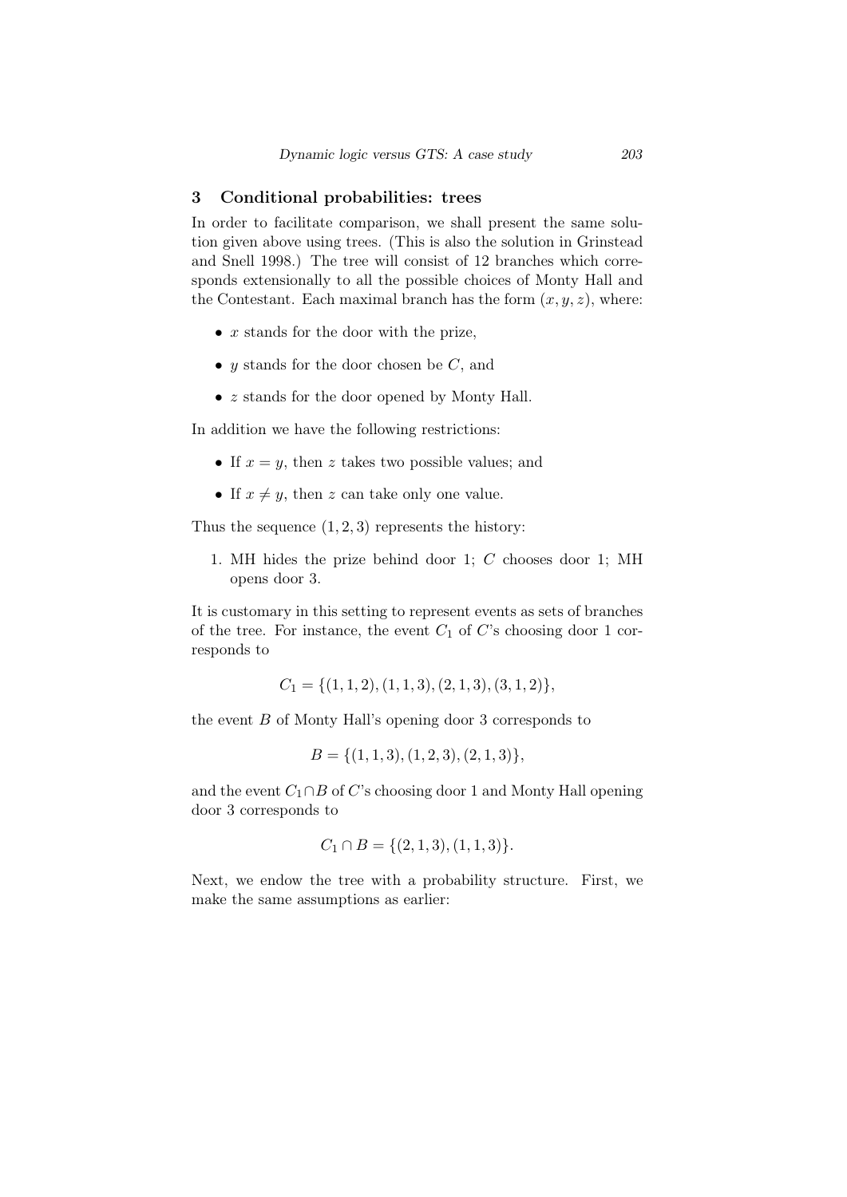## 3 Conditional probabilities: trees

In order to facilitate comparison, we shall present the same solution given above using trees. (This is also the solution in Grinstead and Snell 1998.) The tree will consist of 12 branches which corresponds extensionally to all the possible choices of Monty Hall and the Contestant. Each maximal branch has the form $(x, y, z)$, where:

- $x$ stands for the door with the prize,
- $y$ stands for the door chosen be $C$, and
- $z$ stands for the door opened by Monty Hall.

In addition we have the following restrictions:

- If $x = y$, then $z$ takes two possible values; and
- If $x \neq y$, then $z$ can take only one value.

Thus the sequence $(1, 2, 3)$ represents the history:

1. MH hides the prize behind door 1; $C$ chooses door 1; MH opens door 3.

It is customary in this setting to represent events as sets of branches of the tree. For instance, the event $C_1$ of $C$'s choosing door 1 corresponds to

$$C_1 = \{(1, 1, 2), (1, 1, 3), (2, 1, 3), (3, 1, 2)\},$$

the event $B$ of Monty Hall's opening door 3 corresponds to

$$B = \{(1, 1, 3), (1, 2, 3), (2, 1, 3)\},$$

and the event $C_1 \cap B$ of $C$'s choosing door 1 and Monty Hall opening door 3 corresponds to

$$C_1 \cap B = \{(2, 1, 3), (1, 1, 3)\}.$$

Next, we endow the tree with a probability structure. First, we make the same assumptions as earlier: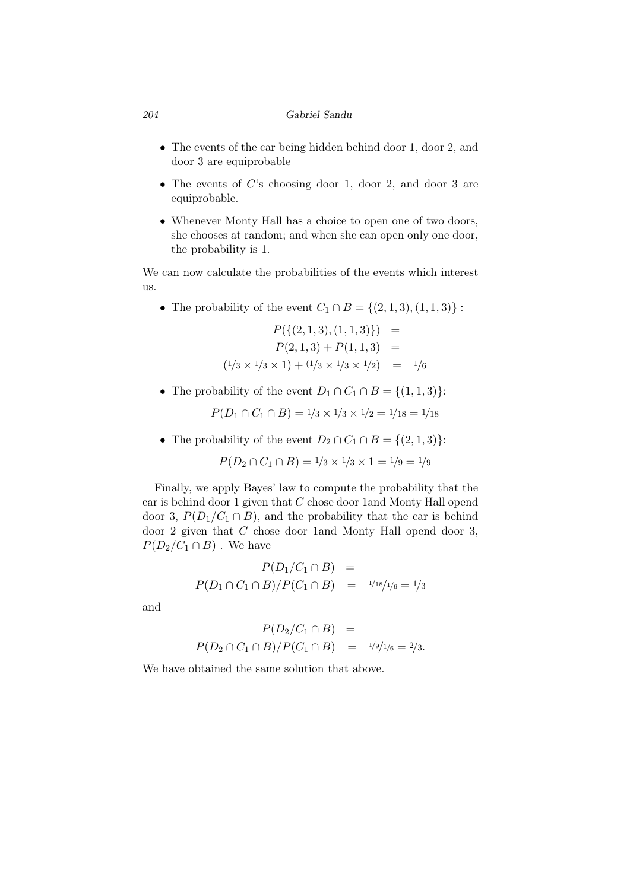- The events of the car being hidden behind door 1, door 2, and door 3 are equiprobable
- The events of $C$'s choosing door 1, door 2, and door 3 are equiprobable.
- Whenever Monty Hall has a choice to open one of two doors, she chooses at random; and when she can open only one door, the probability is 1.

We can now calculate the probabilities of the events which interest us.

- The probability of the event $C_1 \cap B = \{(2, 1, 3), (1, 1, 3)\}$ :

$$\begin{aligned} P(\{(2,1,3),(1,1,3)\}) &= \\ P(2,1,3) + P(1,1,3) &= \\ (1/3 \times 1/3 \times 1) + (1/3 \times 1/3 \times 1/2) &= 1/6 \end{aligned}$$

- The probability of the event $D_1 \cap C_1 \cap B = \{(1, 1, 3)\}$:

$$P(D_1 \cap C_1 \cap B) = 1/3 \times 1/3 \times 1/2 = 1/18 = 1/18$$

- The probability of the event $D_2 \cap C_1 \cap B = \{(2, 1, 3)\}$:

$$P(D_2 \cap C_1 \cap B) = 1/3 \times 1/3 \times 1 = 1/9 = 1/9$$

Finally, we apply Bayes' law to compute the probability that the car is behind door 1 given that $C$ chose door 1and Monty Hall opend door 3, $P(D_1/C_1 \cap B)$, and the probability that the car is behind door 2 given that $C$ chose door 1and Monty Hall opend door 3, $P(D_2/C_1 \cap B)$ . We have

$$\begin{aligned} P(D_1/C_1 \cap B) &= \\ P(D_1 \cap C_1 \cap B)/P(C_1 \cap B) &= {}^{1/18}/_{1/6} = 1/3 \end{aligned}$$

and

$$\begin{aligned} P(D_2/C_1 \cap B) &= \\ P(D_2 \cap C_1 \cap B)/P(C_1 \cap B) &= {}^{1/9}/_{1/6} = 2/3. \end{aligned}$$

We have obtained the same solution that above.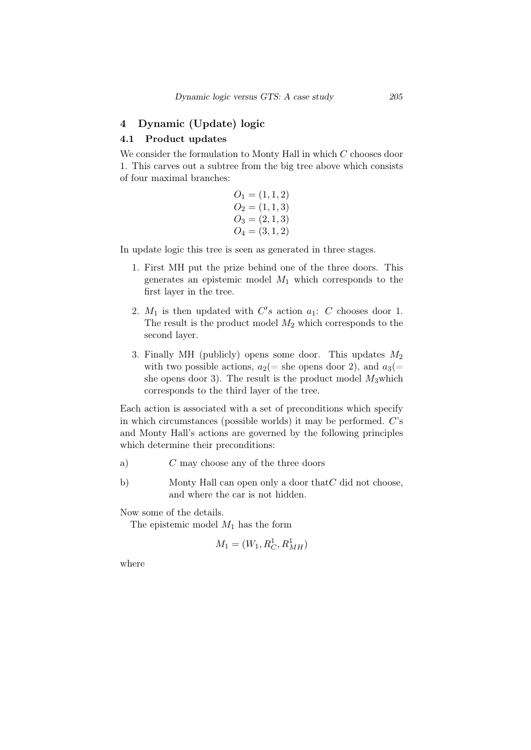## 4 Dynamic (Update) logic

### 4.1 Product updates

We consider the formulation to Monty Hall in which $C$ chooses door 1. This carves out a subtree from the big tree above which consists of four maximal branches:

$$O_1 = (1, 1, 2)$$
$$O_2 = (1, 1, 3)$$
$$O_3 = (2, 1, 3)$$
$$O_4 = (3, 1, 2)$$

In update logic this tree is seen as generated in three stages.

1. First MH put the prize behind one of the three doors. This generates an epistemic model $M_1$ which corresponds to the first layer in the tree.
2. $M_1$ is then updated with $C's$ action $a_1$: $C$ chooses door 1. The result is the product model $M_2$ which corresponds to the second layer.
3. Finally MH (publicly) opens some door. This updates $M_2$ with two possible actions, $a_2$(= she opens door 2), and $a_3$(= she opens door 3). The result is the product model $M_3$which corresponds to the third layer of the tree.

Each action is associated with a set of preconditions which specify in which circumstances (possible worlds) it may be performed. $C$'s and Monty Hall's actions are governed by the following principles which determine their preconditions:

a) $C$ may choose any of the three doors

b) Monty Hall can open only a door that$C$ did not choose, and where the car is not hidden.

Now some of the details.

The epistemic model $M_1$ has the form

$$M_1 = (W_1, R^1_C, R^1_{MH})$$

where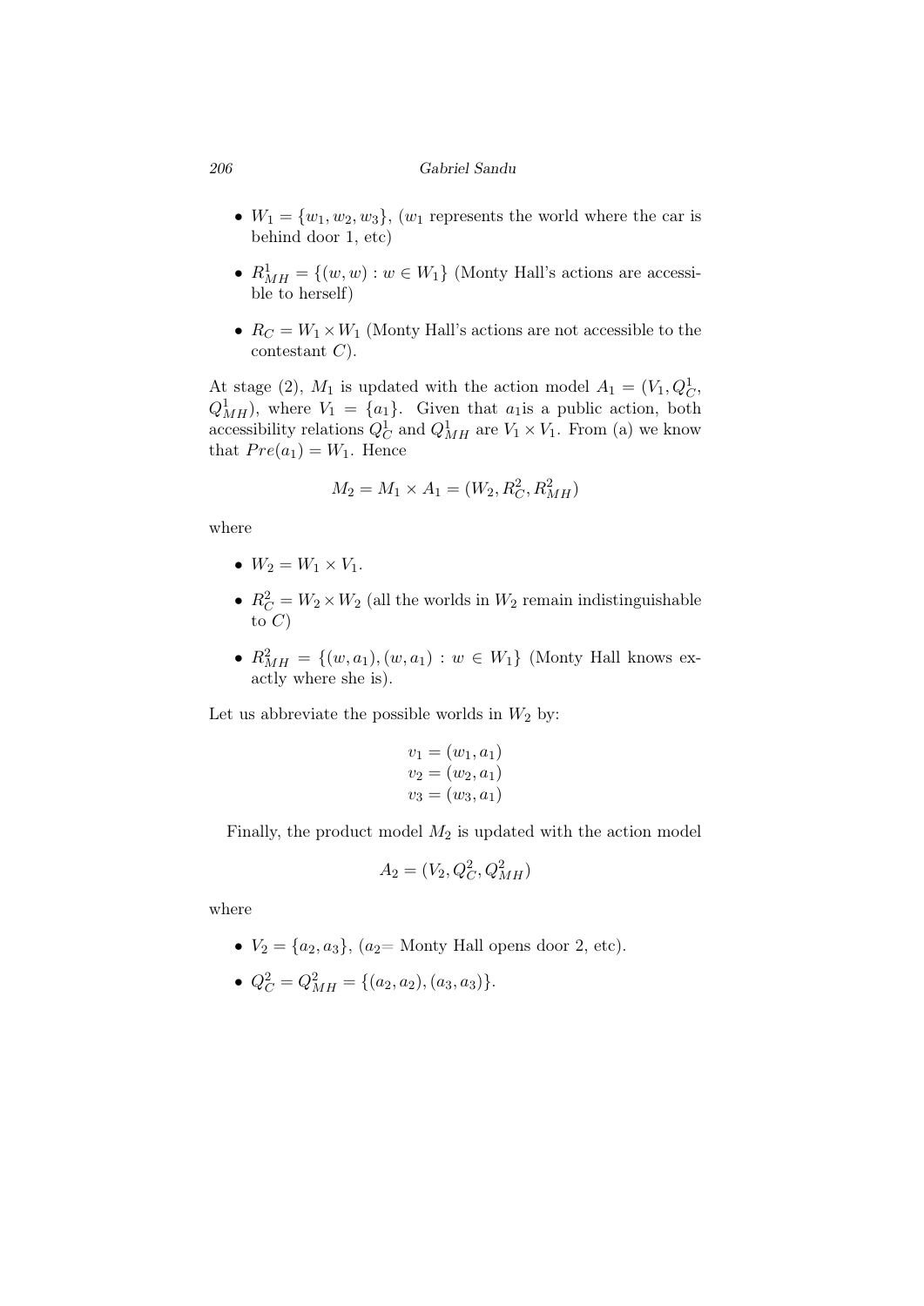- $W_1 = \{w_1, w_2, w_3\}$, ($w_1$ represents the world where the car is behind door 1, etc)
- $R^1_{MH} = \{(w, w) : w \in W_1\}$ (Monty Hall's actions are accessible to herself)
- $R_C = W_1 \times W_1$ (Monty Hall's actions are not accessible to the contestant $C$).

At stage (2), $M_1$ is updated with the action model $A_1 = (V_1, Q^1_C, Q^1_{MH})$, where $V_1 = \{a_1\}$. Given that $a_1$is a public action, both accessibility relations $Q^1_C$ and $Q^1_{MH}$ are $V_1 \times V_1$. From (a) we know that $Pre(a_1) = W_1$. Hence

$$M_2 = M_1 \times A_1 = (W_2, R^2_C, R^2_{MH})$$

where

- $W_2 = W_1 \times V_1$.
- $R^2_C = W_2 \times W_2$ (all the worlds in $W_2$ remain indistinguishable to $C$)
- $R^2_{MH} = \{(w, a_1), (w, a_1) : w \in W_1\}$ (Monty Hall knows exactly where she is).

Let us abbreviate the possible worlds in $W_2$ by:

$$v_1 = (w_1, a_1)$$
$$v_2 = (w_2, a_1)$$
$$v_3 = (w_3, a_1)$$

Finally, the product model $M_2$ is updated with the action model

$$A_2 = (V_2, Q^2_C, Q^2_{MH})$$

where

- $V_2 = \{a_2, a_3\}$, ($a_2$= Monty Hall opens door 2, etc).
- $Q^2_C = Q^2_{MH} = \{(a_2, a_2), (a_3, a_3)\}$.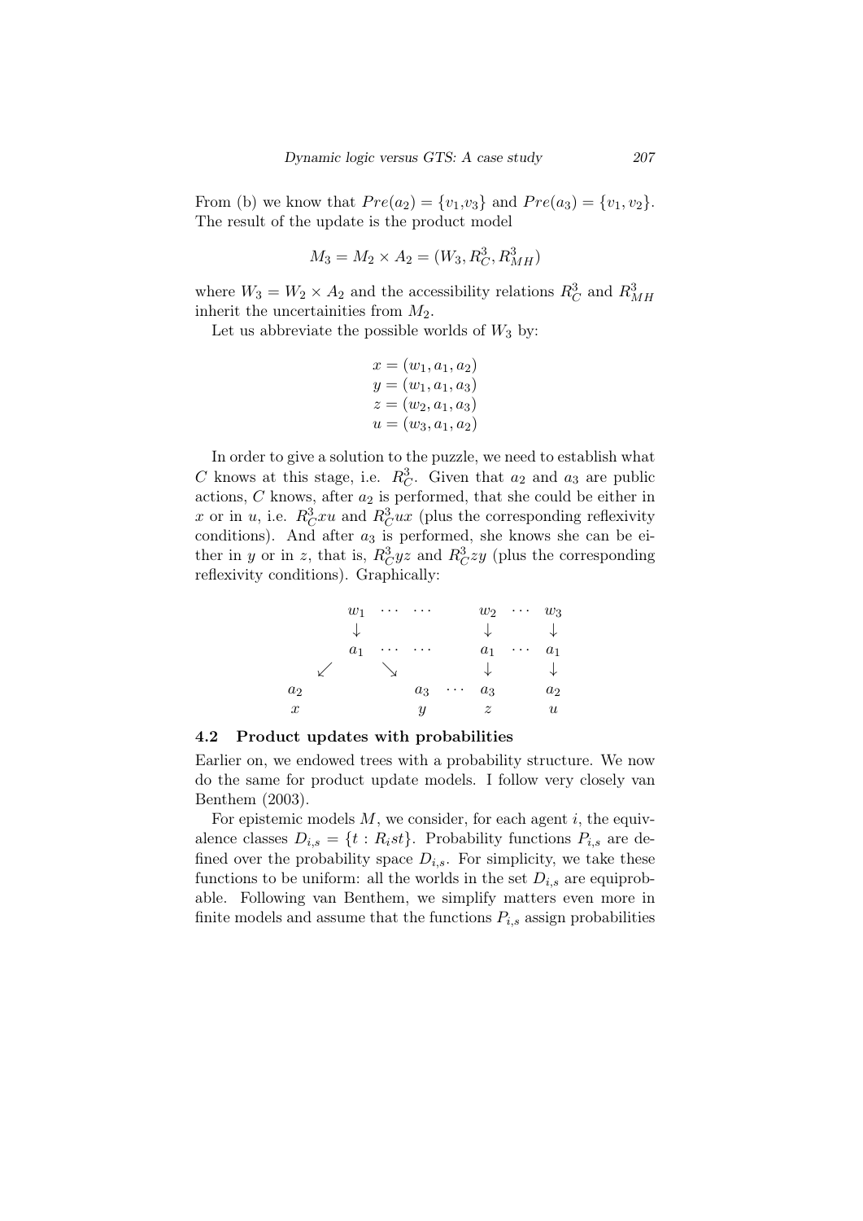From (b) we know that $Pre(a_2) = \{v_1,v_3\}$ and $Pre(a_3) = \{v_1, v_2\}$. The result of the update is the product model

$$M_3 = M_2 \times A_2 = (W_3, R^3_C, R^3_{MH})$$

where $W_3 = W_2 \times A_2$ and the accessibility relations $R^3_C$ and $R^3_{MH}$ inherit the uncertainities from $M_2$.

Let us abbreviate the possible worlds of $W_3$ by:

$$\begin{aligned}
x &= (w_1, a_1, a_2)\\
y &= (w_1, a_1, a_3)\\
z &= (w_2, a_1, a_3)\\
u &= (w_3, a_1, a_2)
\end{aligned}$$

In order to give a solution to the puzzle, we need to establish what $C$ knows at this stage, i.e. $R^3_C$. Given that $a_2$ and $a_3$ are public actions, $C$ knows, after $a_2$ is performed, that she could be either in $x$ or in $u$, i.e. $R^3_C xu$ and $R^3_C ux$ (plus the corresponding reflexivity conditions). And after $a_3$ is performed, she knows she can be either in $y$ or in $z$, that is, $R^3_C yz$ and $R^3_C zy$ (plus the corresponding reflexivity conditions). Graphically:

$$\begin{array}{ccccccccc}
 & w_1 & \cdots & \cdots & & w_2 & \cdots & w_3 \\
 & \downarrow & & & & \downarrow & & \downarrow \\
 & a_1 & \cdots & \cdots & & a_1 & \cdots & a_1 \\
\swarrow & & \searrow & & & \downarrow & & \downarrow \\
a_2 & & & a_3 & \cdots & a_3 & & a_2 \\
x & & & y & & z & & u
\end{array}$$

### 4.2 Product updates with probabilities

Earlier on, we endowed trees with a probability structure. We now do the same for product update models. I follow very closely van Benthem (2003).

For epistemic models $M$, we consider, for each agent $i$, the equivalence classes $D_{i,s} = \{t : R_i st\}$. Probability functions $P_{i,s}$ are defined over the probability space $D_{i,s}$. For simplicity, we take these functions to be uniform: all the worlds in the set $D_{i,s}$ are equiprobable. Following van Benthem, we simplify matters even more in finite models and assume that the functions $P_{i,s}$ assign probabilities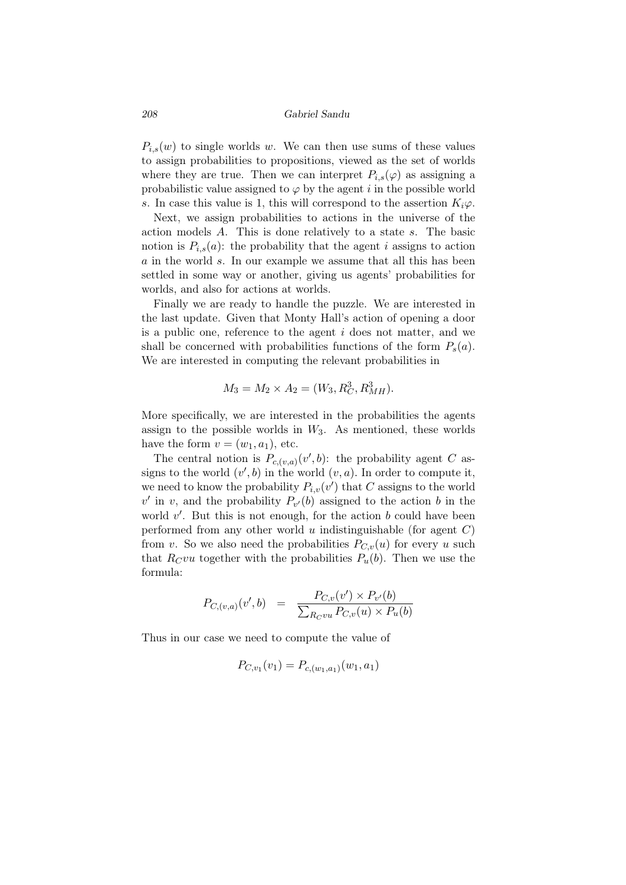$P_{i,s}(w)$ to single worlds $w$. We can then use sums of these values to assign probabilities to propositions, viewed as the set of worlds where they are true. Then we can interpret $P_{i,s}(\varphi)$ as assigning a probabilistic value assigned to $\varphi$ by the agent $i$ in the possible world $s$. In case this value is 1, this will correspond to the assertion $K_i\varphi$.

Next, we assign probabilities to actions in the universe of the action models $A$. This is done relatively to a state $s$. The basic notion is $P_{i,s}(a)$: the probability that the agent $i$ assigns to action $a$ in the world $s$. In our example we assume that all this has been settled in some way or another, giving us agents' probabilities for worlds, and also for actions at worlds.

Finally we are ready to handle the puzzle. We are interested in the last update. Given that Monty Hall's action of opening a door is a public one, reference to the agent $i$ does not matter, and we shall be concerned with probabilities functions of the form $P_s(a)$. We are interested in computing the relevant probabilities in

$$M_3 = M_2 \times A_2 = (W_3, R^3_C, R^3_{MH}).$$

More specifically, we are interested in the probabilities the agents assign to the possible worlds in $W_3$. As mentioned, these worlds have the form $v = (w_1, a_1)$, etc.

The central notion is $P_{c,(v,a)}(v', b)$: the probability agent $C$ assigns to the world $(v', b)$ in the world $(v, a)$. In order to compute it, we need to know the probability $P_{i,v}(v')$ that $C$ assigns to the world $v'$ in $v$, and the probability $P_{v'}(b)$ assigned to the action $b$ in the world $v'$. But this is not enough, for the action $b$ could have been performed from any other world $u$ indistinguishable (for agent $C$) from $v$. So we also need the probabilities $P_{C,v}(u)$ for every $u$ such that $R_C vu$ together with the probabilities $P_u(b)$. Then we use the formula:

$$P_{C,(v,a)}(v', b) \quad = \quad \frac{P_{C,v}(v') \times P_{v'}(b)}{\sum_{R_C vu} P_{C,v}(u) \times P_u(b)}$$

Thus in our case we need to compute the value of

$$P_{C,v_1}(v_1) = P_{c,(w_1,a_1)}(w_1, a_1)$$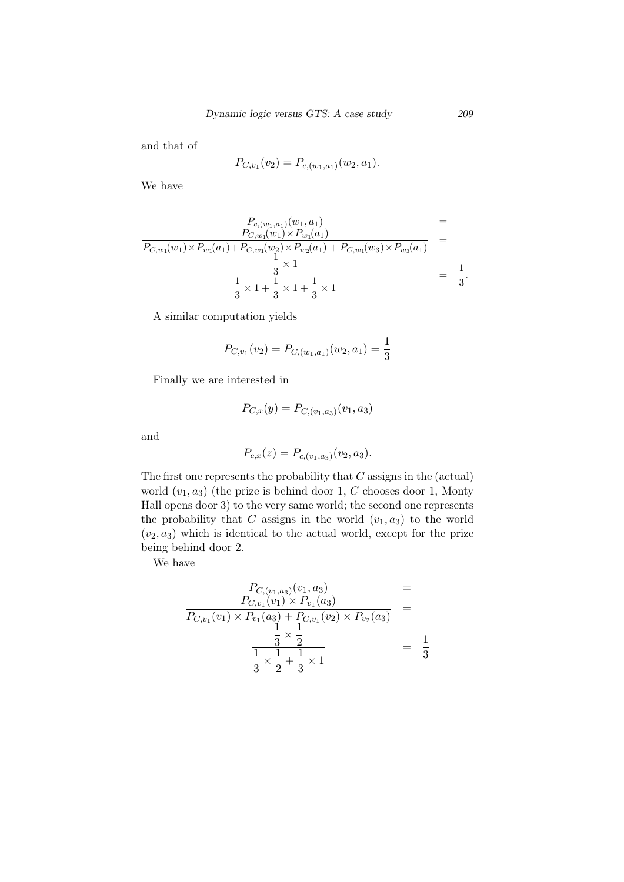and that of

$$P_{C,v_1}(v_2) = P_{c,(w_1,a_1)}(w_2, a_1).$$

We have

$$\begin{array}{rcl}
P_{c,(w_1,a_1)}(w_1, a_1) & = & \\
\dfrac{P_{C,w_1}(w_1) \times P_{w_1}(a_1)}{P_{C,w_1}(w_1) \times P_{w_1}(a_1) + P_{C,w_1}(w_2) \times P_{w_2}(a_1) + P_{C,w_1}(w_3) \times P_{w_3}(a_1)} & = & \\
\dfrac{\dfrac{1}{3} \times 1}{\dfrac{1}{3} \times 1 + \dfrac{1}{3} \times 1 + \dfrac{1}{3} \times 1} & = & \dfrac{1}{3}.
\end{array}$$

A similar computation yields

$$P_{C,v_1}(v_2) = P_{C,(w_1,a_1)}(w_2, a_1) = \frac{1}{3}$$

Finally we are interested in

$$P_{C,x}(y) = P_{C,(v_1,a_3)}(v_1, a_3)$$

and

$$P_{c,x}(z) = P_{c,(v_1,a_3)}(v_2, a_3).$$

The first one represents the probability that $C$ assigns in the (actual) world $(v_1, a_3)$ (the prize is behind door 1, $C$ chooses door 1, Monty Hall opens door 3) to the very same world; the second one represents the probability that $C$ assigns in the world $(v_1, a_3)$ to the world $(v_2, a_3)$ which is identical to the actual world, except for the prize being behind door 2.

We have

$$\begin{array}{rcl}
P_{C,(v_1,a_3)}(v_1, a_3) & = & \\
\dfrac{P_{C,v_1}(v_1) \times P_{v_1}(a_3)}{P_{C,v_1}(v_1) \times P_{v_1}(a_3) + P_{C,v_1}(v_2) \times P_{v_2}(a_3)} & = & \\
\dfrac{\dfrac{1}{3} \times \dfrac{1}{2}}{\dfrac{1}{3} \times \dfrac{1}{2} + \dfrac{1}{3} \times 1} & = & \dfrac{1}{3}
\end{array}$$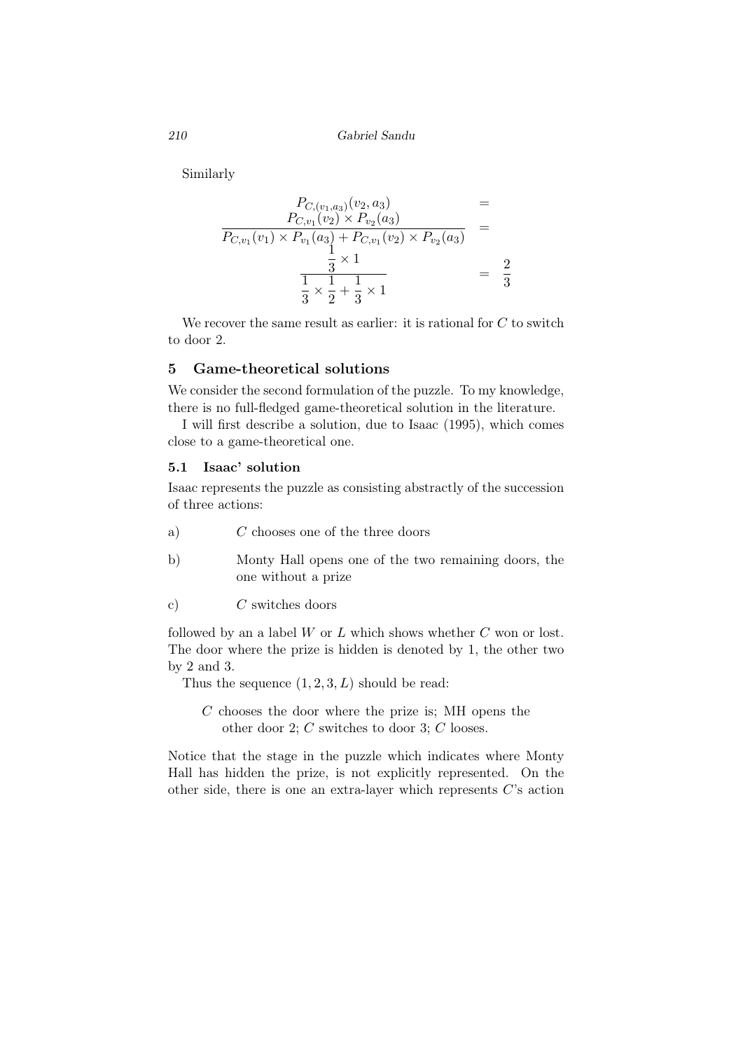Similarly

$$
\begin{aligned}
P_{C,(v_1,a_3)}(v_2, a_3) &= \\
\frac{P_{C,v_1}(v_2) \times P_{v_2}(a_3)}{P_{C,v_1}(v_1) \times P_{v_1}(a_3) + P_{C,v_1}(v_2) \times P_{v_2}(a_3)} &= \\
\frac{\frac{1}{3} \times 1}{\frac{1}{3} \times \frac{1}{2} + \frac{1}{3} \times 1} &= \frac{2}{3}
\end{aligned}
$$

We recover the same result as earlier: it is rational for $C$ to switch to door 2.

## 5 Game-theoretical solutions

We consider the second formulation of the puzzle. To my knowledge, there is no full-fledged game-theoretical solution in the literature.

I will first describe a solution, due to Isaac (1995), which comes close to a game-theoretical one.

### 5.1 Isaac' solution

Isaac represents the puzzle as consisting abstractly of the succession of three actions:

a) $C$ chooses one of the three doors

b) Monty Hall opens one of the two remaining doors, the one without a prize

c) $C$ switches doors

followed by an a label $W$ or $L$ which shows whether $C$ won or lost. The door where the prize is hidden is denoted by 1, the other two by 2 and 3.

Thus the sequence $(1, 2, 3, L)$ should be read:

> $C$ chooses the door where the prize is; MH opens the other door 2; $C$ switches to door 3; $C$ looses.

Notice that the stage in the puzzle which indicates where Monty Hall has hidden the prize, is not explicitly represented. On the other side, there is one an extra-layer which represents $C$'s action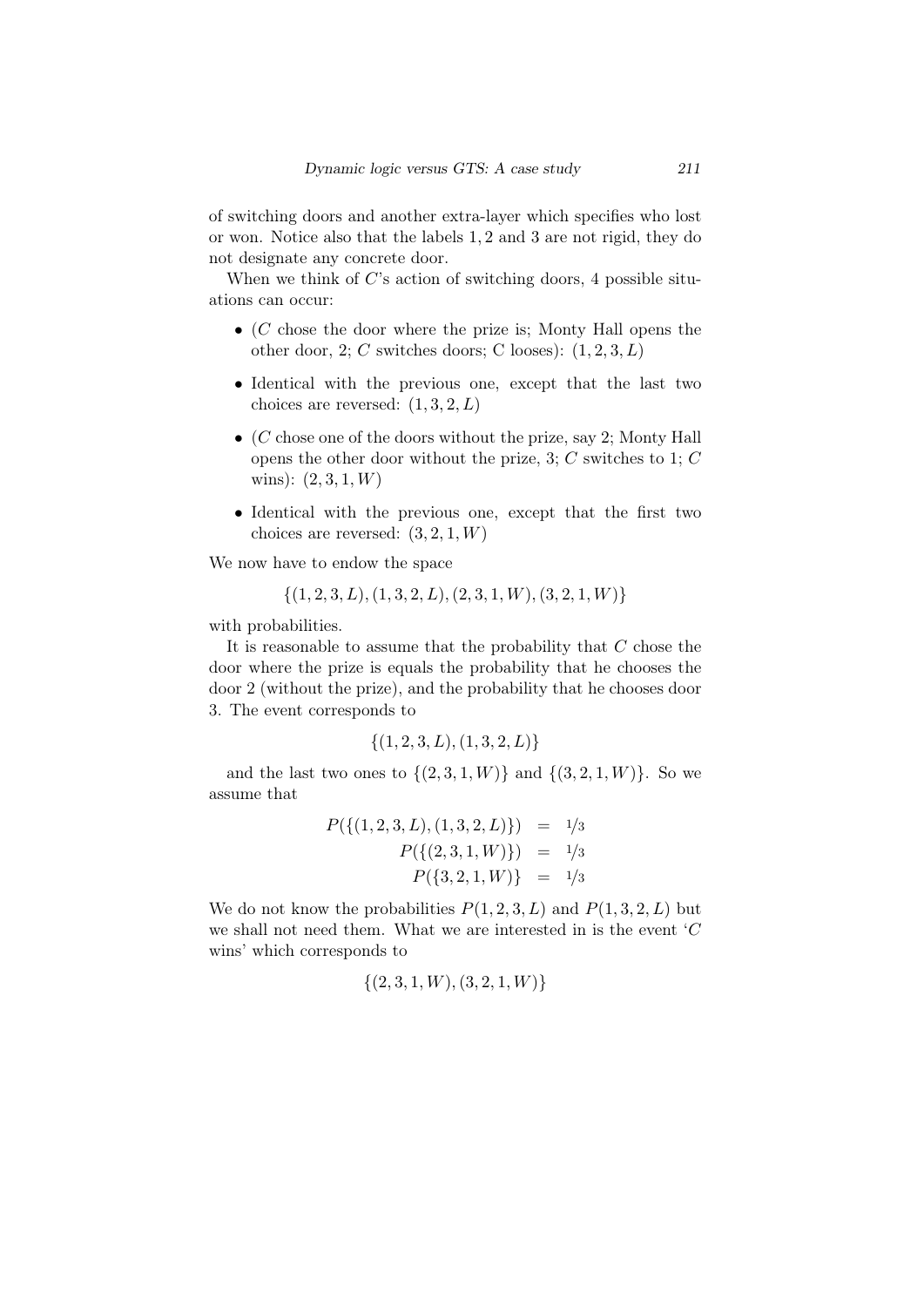of switching doors and another extra-layer which specifies who lost or won. Notice also that the labels $1, 2$ and $3$ are not rigid, they do not designate any concrete door.

When we think of $C$'s action of switching doors, 4 possible situations can occur:

- ($C$ chose the door where the prize is; Monty Hall opens the other door, 2; $C$ switches doors; C looses): $(1, 2, 3, L)$
- Identical with the previous one, except that the last two choices are reversed: $(1, 3, 2, L)$
- ($C$ chose one of the doors without the prize, say 2; Monty Hall opens the other door without the prize, 3; $C$ switches to 1; $C$ wins): $(2, 3, 1, W)$
- Identical with the previous one, except that the first two choices are reversed: $(3, 2, 1, W)$

We now have to endow the space

$$\{(1, 2, 3, L), (1, 3, 2, L), (2, 3, 1, W), (3, 2, 1, W)\}$$

with probabilities.

It is reasonable to assume that the probability that $C$ chose the door where the prize is equals the probability that he chooses the door 2 (without the prize), and the probability that he chooses door 3. The event corresponds to

$$\{(1, 2, 3, L), (1, 3, 2, L)\}$$

and the last two ones to $\{(2, 3, 1, W)\}$ and $\{(3, 2, 1, W)\}$. So we assume that

$$\begin{aligned} P(\{(1, 2, 3, L), (1, 3, 2, L)\}) &= 1/3 \\ P(\{(2, 3, 1, W)\}) &= 1/3 \\ P(\{3, 2, 1, W)\} &= 1/3 \end{aligned}$$

We do not know the probabilities $P(1, 2, 3, L)$ and $P(1, 3, 2, L)$ but we shall not need them. What we are interested in is the event '$C$ wins' which corresponds to

$$\{(2, 3, 1, W), (3, 2, 1, W)\}$$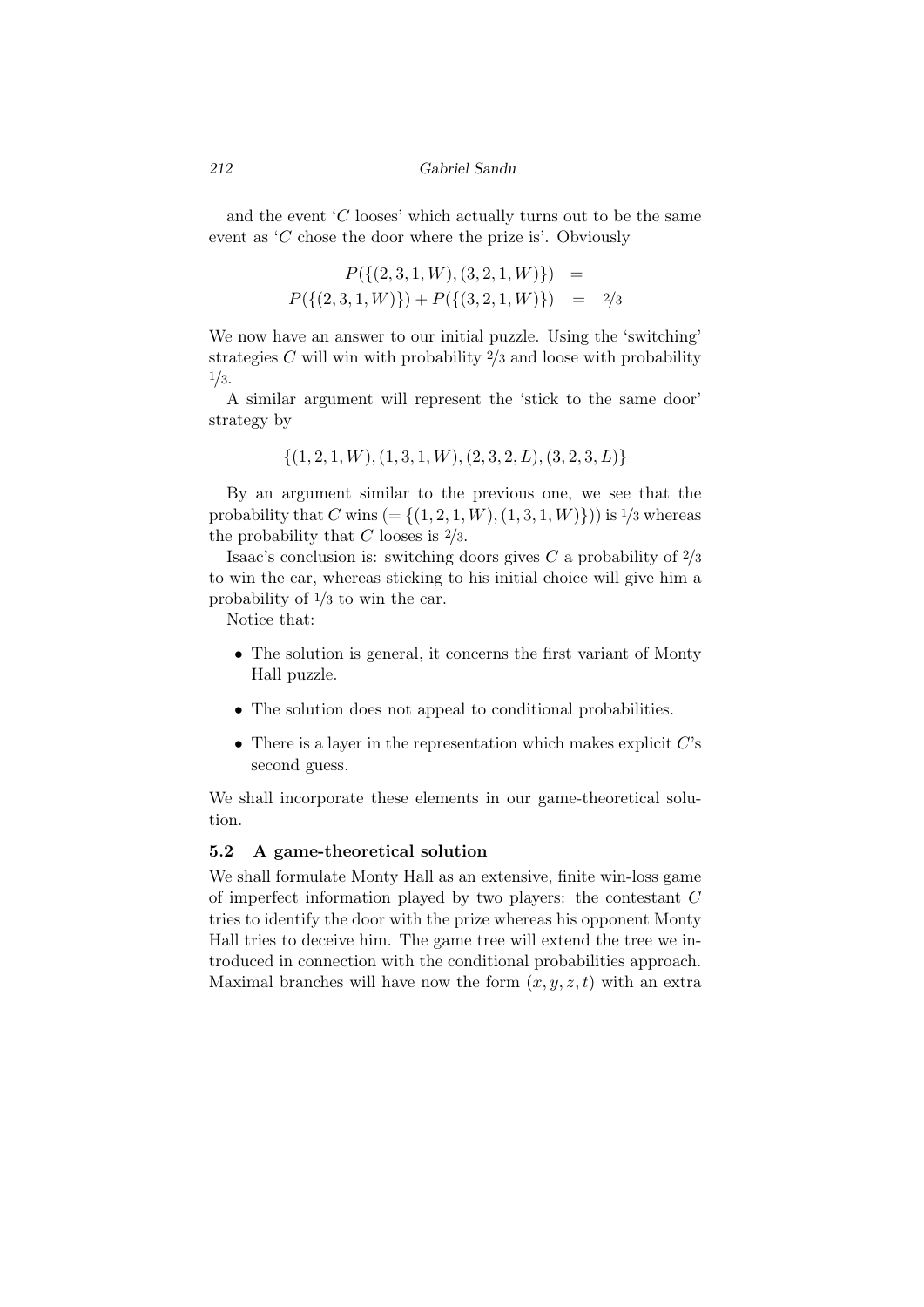and the event '$C$ looses' which actually turns out to be the same event as '$C$ chose the door where the prize is'. Obviously

$$
\begin{aligned}
P(\{(2,3,1,W),(3,2,1,W)\}) &= \\
P(\{(2,3,1,W)\}) + P(\{(3,2,1,W)\}) &= 2/3
\end{aligned}
$$

We now have an answer to our initial puzzle. Using the 'switching' strategies $C$ will win with probability $2/3$ and loose with probability $1/3$.

A similar argument will represent the 'stick to the same door' strategy by

$$\{(1,2,1,W),(1,3,1,W),(2,3,2,L),(3,2,3,L)\}$$

By an argument similar to the previous one, we see that the probability that $C$ wins ($= \{(1,2,1,W),(1,3,1,W)\}$)) is $1/3$ whereas the probability that $C$ looses is $2/3$.

Isaac's conclusion is: switching doors gives $C$ a probability of $2/3$ to win the car, whereas sticking to his initial choice will give him a probability of $1/3$ to win the car.

Notice that:

- The solution is general, it concerns the first variant of Monty Hall puzzle.
- The solution does not appeal to conditional probabilities.
- There is a layer in the representation which makes explicit $C$'s second guess.

We shall incorporate these elements in our game-theoretical solution.

### 5.2 A game-theoretical solution

We shall formulate Monty Hall as an extensive, finite win-loss game of imperfect information played by two players: the contestant $C$ tries to identify the door with the prize whereas his opponent Monty Hall tries to deceive him. The game tree will extend the tree we introduced in connection with the conditional probabilities approach. Maximal branches will have now the form $(x, y, z, t)$ with an extra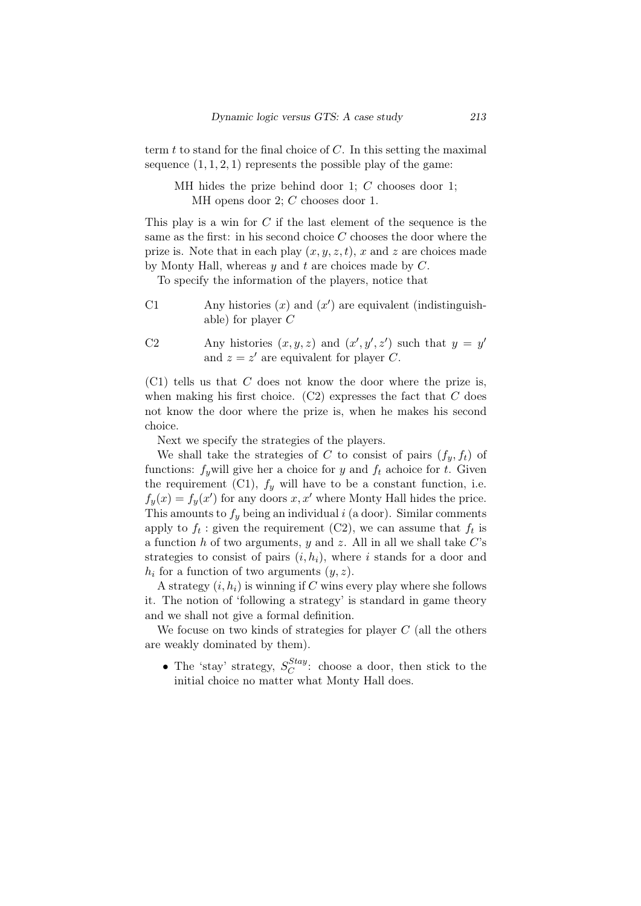term $t$ to stand for the final choice of $C$. In this setting the maximal sequence $(1, 1, 2, 1)$ represents the possible play of the game:

> MH hides the prize behind door 1; $C$ chooses door 1; MH opens door 2; $C$ chooses door 1.

This play is a win for $C$ if the last element of the sequence is the same as the first: in his second choice $C$ chooses the door where the prize is. Note that in each play $(x, y, z, t)$, $x$ and $z$ are choices made by Monty Hall, whereas $y$ and $t$ are choices made by $C$.

To specify the information of the players, notice that

C1 Any histories $(x)$ and $(x')$ are equivalent (indistinguishable) for player $C$

C2 Any histories $(x, y, z)$ and $(x', y', z')$ such that $y = y'$ and $z = z'$ are equivalent for player $C$.

(C1) tells us that $C$ does not know the door where the prize is, when making his first choice. (C2) expresses the fact that $C$ does not know the door where the prize is, when he makes his second choice.

Next we specify the strategies of the players.

We shall take the strategies of $C$ to consist of pairs $(f_y, f_t)$ of functions: $f_y$will give her a choice for $y$ and $f_t$ achoice for $t$. Given the requirement (C1), $f_y$ will have to be a constant function, i.e. $f_y(x) = f_y(x')$ for any doors $x, x'$ where Monty Hall hides the price. This amounts to $f_y$ being an individual $i$ (a door). Similar comments apply to $f_t$ : given the requirement (C2), we can assume that $f_t$ is a function $h$ of two arguments, $y$ and $z$. All in all we shall take $C$'s strategies to consist of pairs $(i, h_i)$, where $i$ stands for a door and $h_i$ for a function of two arguments $(y, z)$.

A strategy $(i, h_i)$ is winning if $C$ wins every play where she follows it. The notion of 'following a strategy' is standard in game theory and we shall not give a formal definition.

We focuse on two kinds of strategies for player $C$ (all the others are weakly dominated by them).

- The 'stay' strategy, $S_C^{Stay}$: choose a door, then stick to the initial choice no matter what Monty Hall does.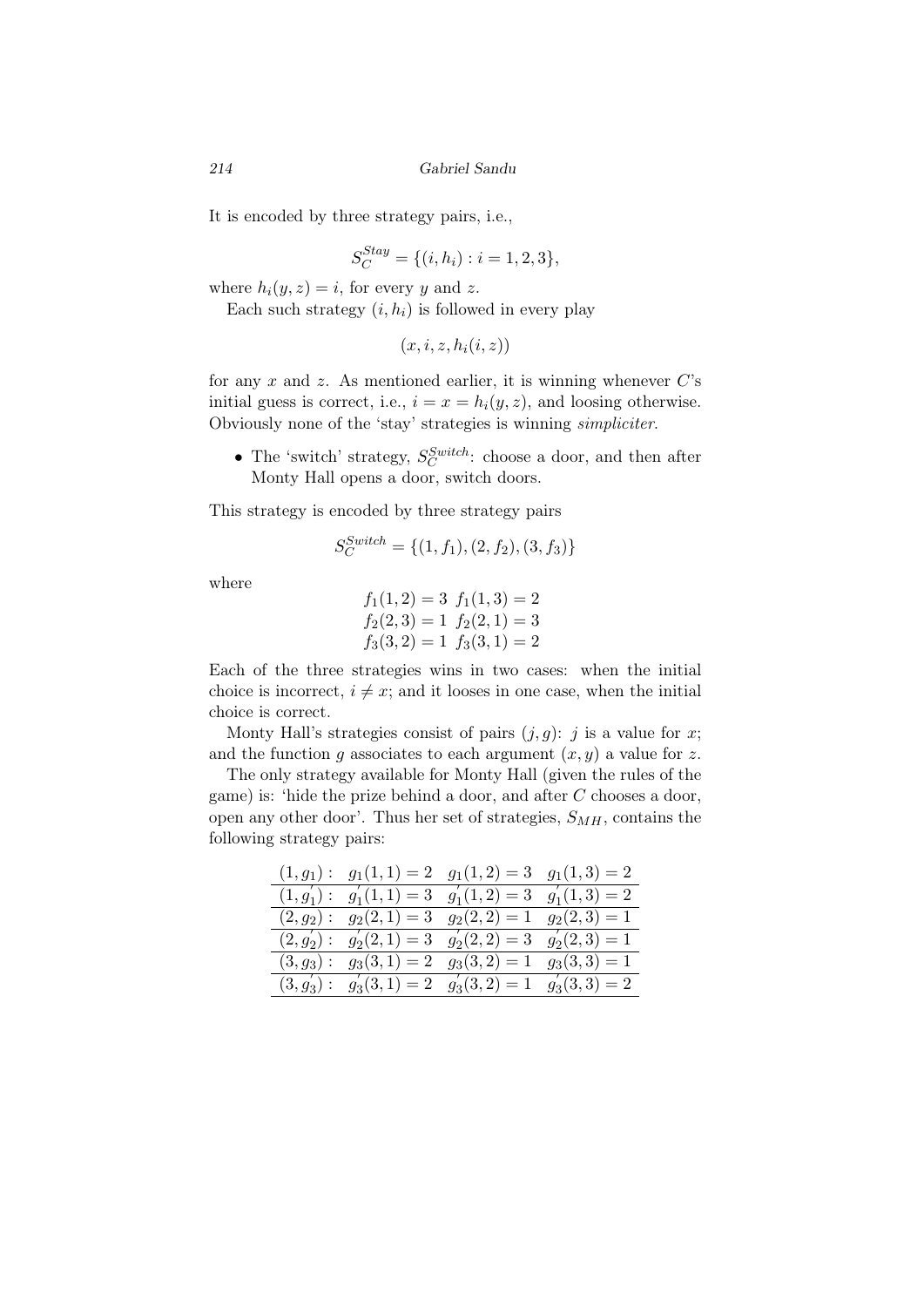It is encoded by three strategy pairs, i.e.,

$$S_C^{Stay} = \{(i, h_i) : i = 1, 2, 3\},$$

where $h_i(y, z) = i$, for every $y$ and $z$.

Each such strategy $(i, h_i)$ is followed in every play

$$(x, i, z, h_i(i, z))$$

for any $x$ and $z$. As mentioned earlier, it is winning whenever $C$'s initial guess is correct, i.e., $i = x = h_i(y, z)$, and loosing otherwise. Obviously none of the 'stay' strategies is winning *simpliciter*.

- The 'switch' strategy, $S_C^{Switch}$: choose a door, and then after Monty Hall opens a door, switch doors.

This strategy is encoded by three strategy pairs

$$S_C^{Switch} = \{(1, f_1), (2, f_2), (3, f_3)\}$$

where

$$f_1(1, 2) = 3 \;\; f_1(1, 3) = 2$$
$$f_2(2, 3) = 1 \;\; f_2(2, 1) = 3$$
$$f_3(3, 2) = 1 \;\; f_3(3, 1) = 2$$

Each of the three strategies wins in two cases: when the initial choice is incorrect, $i \neq x$; and it looses in one case, when the initial choice is correct.

Monty Hall's strategies consist of pairs $(j, g)$: $j$ is a value for $x$; and the function $g$ associates to each argument $(x, y)$ a value for $z$.

The only strategy available for Monty Hall (given the rules of the game) is: 'hide the prize behind a door, and after $C$ chooses a door, open any other door'. Thus her set of strategies, $S_{MH}$, contains the following strategy pairs:

| | | | |
|---|---|---|---|
| $(1, g_1)$ : | $g_1(1, 1) = 2$ | $g_1(1, 2) = 3$ | $g_1(1, 3) = 2$ |
| $(1, g_1')$ : | $g_1'(1, 1) = 3$ | $g_1'(1, 2) = 3$ | $g_1'(1, 3) = 2$ |
| $(2, g_2)$ : | $g_2(2, 1) = 3$ | $g_2(2, 2) = 1$ | $g_2(2, 3) = 1$ |
| $(2, g_2')$ : | $g_2'(2, 1) = 3$ | $g_2'(2, 2) = 3$ | $g_2'(2, 3) = 1$ |
| $(3, g_3)$ : | $g_3(3, 1) = 2$ | $g_3(3, 2) = 1$ | $g_3(3, 3) = 1$ |
| $(3, g_3')$ : | $g_3'(3, 1) = 2$ | $g_3'(3, 2) = 1$ | $g_3'(3, 3) = 2$ |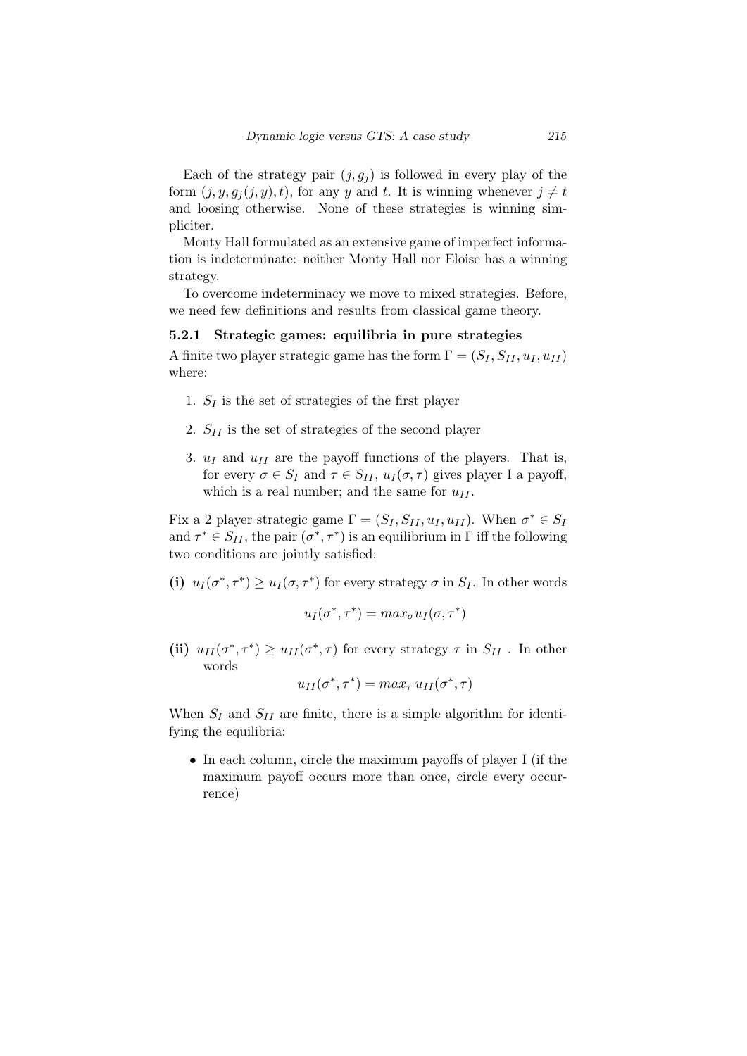Each of the strategy pair $(j, g_j)$ is followed in every play of the form $(j, y, g_j(j, y), t)$, for any $y$ and $t$. It is winning whenever $j \neq t$ and loosing otherwise. None of these strategies is winning simpliciter.

Monty Hall formulated as an extensive game of imperfect information is indeterminate: neither Monty Hall nor Eloise has a winning strategy.

To overcome indeterminacy we move to mixed strategies. Before, we need few definitions and results from classical game theory.

### 5.2.1 Strategic games: equilibria in pure strategies

A finite two player strategic game has the form $\Gamma = (S_I, S_{II}, u_I, u_{II})$ where:

1. $S_I$ is the set of strategies of the first player
2. $S_{II}$ is the set of strategies of the second player
3. $u_I$ and $u_{II}$ are the payoff functions of the players. That is, for every $\sigma \in S_I$ and $\tau \in S_{II}$, $u_I(\sigma, \tau)$ gives player I a payoff, which is a real number; and the same for $u_{II}$.

Fix a 2 player strategic game $\Gamma = (S_I, S_{II}, u_I, u_{II})$. When $\sigma^* \in S_I$ and $\tau^* \in S_{II}$, the pair $(\sigma^*, \tau^*)$ is an equilibrium in $\Gamma$ iff the following two conditions are jointly satisfied:

**(i)** $u_I(\sigma^*, \tau^*) \geq u_I(\sigma, \tau^*)$ for every strategy $\sigma$ in $S_I$. In other words

$$u_I(\sigma^*, \tau^*) = max_\sigma u_I(\sigma, \tau^*)$$

**(ii)** $u_{II}(\sigma^*, \tau^*) \geq u_{II}(\sigma^*, \tau)$ for every strategy $\tau$ in $S_{II}$ . In other words

$$u_{II}(\sigma^*, \tau^*) = max_\tau \, u_{II}(\sigma^*, \tau)$$

When $S_I$ and $S_{II}$ are finite, there is a simple algorithm for identifying the equilibria:

- In each column, circle the maximum payoffs of player I (if the maximum payoff occurs more than once, circle every occurrence)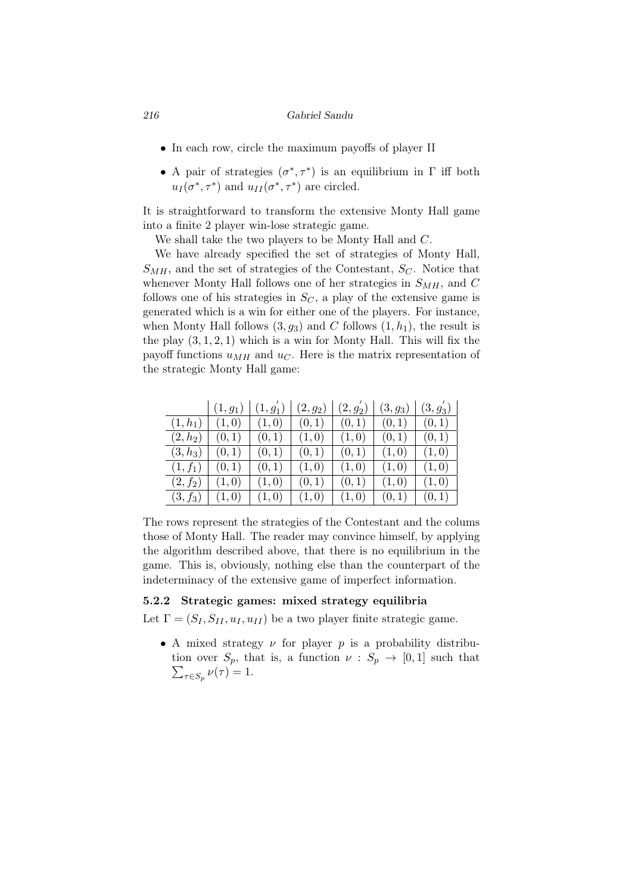- In each row, circle the maximum payoffs of player II
- A pair of strategies $(\sigma^*, \tau^*)$ is an equilibrium in $\Gamma$ iff both $u_I(\sigma^*, \tau^*)$ and $u_{II}(\sigma^*, \tau^*)$ are circled.

It is straightforward to transform the extensive Monty Hall game into a finite 2 player win-lose strategic game.

We shall take the two players to be Monty Hall and $C$.

We have already specified the set of strategies of Monty Hall, $S_{MH}$, and the set of strategies of the Contestant, $S_C$. Notice that whenever Monty Hall follows one of her strategies in $S_{MH}$, and $C$ follows one of his strategies in $S_C$, a play of the extensive game is generated which is a win for either one of the players. For instance, when Monty Hall follows $(3, g_3)$ and $C$ follows $(1, h_1)$, the result is the play $(3, 1, 2, 1)$ which is a win for Monty Hall. This will fix the payoff functions $u_{MH}$ and $u_C$. Here is the matrix representation of the strategic Monty Hall game:

| | $(1, g_1)$ | $(1, g_1^{'})$ | $(2, g_2)$ | $(2, g_2^{'})$ | $(3, g_3)$ | $(3, g_3^{'})$ |
|---|---|---|---|---|---|---|
| $(1, h_1)$ | $(1, 0)$ | $(1, 0)$ | $(0, 1)$ | $(0, 1)$ | $(0, 1)$ | $(0, 1)$ |
| $(2, h_2)$ | $(0, 1)$ | $(0, 1)$ | $(1, 0)$ | $(1, 0)$ | $(0, 1)$ | $(0, 1)$ |
| $(3, h_3)$ | $(0, 1)$ | $(0, 1)$ | $(0, 1)$ | $(0, 1)$ | $(1, 0)$ | $(1, 0)$ |
| $(1, f_1)$ | $(0, 1)$ | $(0, 1)$ | $(1, 0)$ | $(1, 0)$ | $(1, 0)$ | $(1, 0)$ |
| $(2, f_2)$ | $(1, 0)$ | $(1, 0)$ | $(0, 1)$ | $(0, 1)$ | $(1, 0)$ | $(1, 0)$ |
| $(3, f_3)$ | $(1, 0)$ | $(1, 0)$ | $(1, 0)$ | $(1, 0)$ | $(0, 1)$ | $(0, 1)$ |

The rows represent the strategies of the Contestant and the colums those of Monty Hall. The reader may convince himself, by applying the algorithm described above, that there is no equilibrium in the game. This is, obviously, nothing else than the counterpart of the indeterminacy of the extensive game of imperfect information.

### 5.2.2 Strategic games: mixed strategy equilibria

Let $\Gamma = (S_I, S_{II}, u_I, u_{II})$ be a two player finite strategic game.

- A mixed strategy $\nu$ for player $p$ is a probability distribution over $S_p$, that is, a function $\nu : S_p \rightarrow [0, 1]$ such that $\sum_{\tau \in S_p} \nu(\tau) = 1$.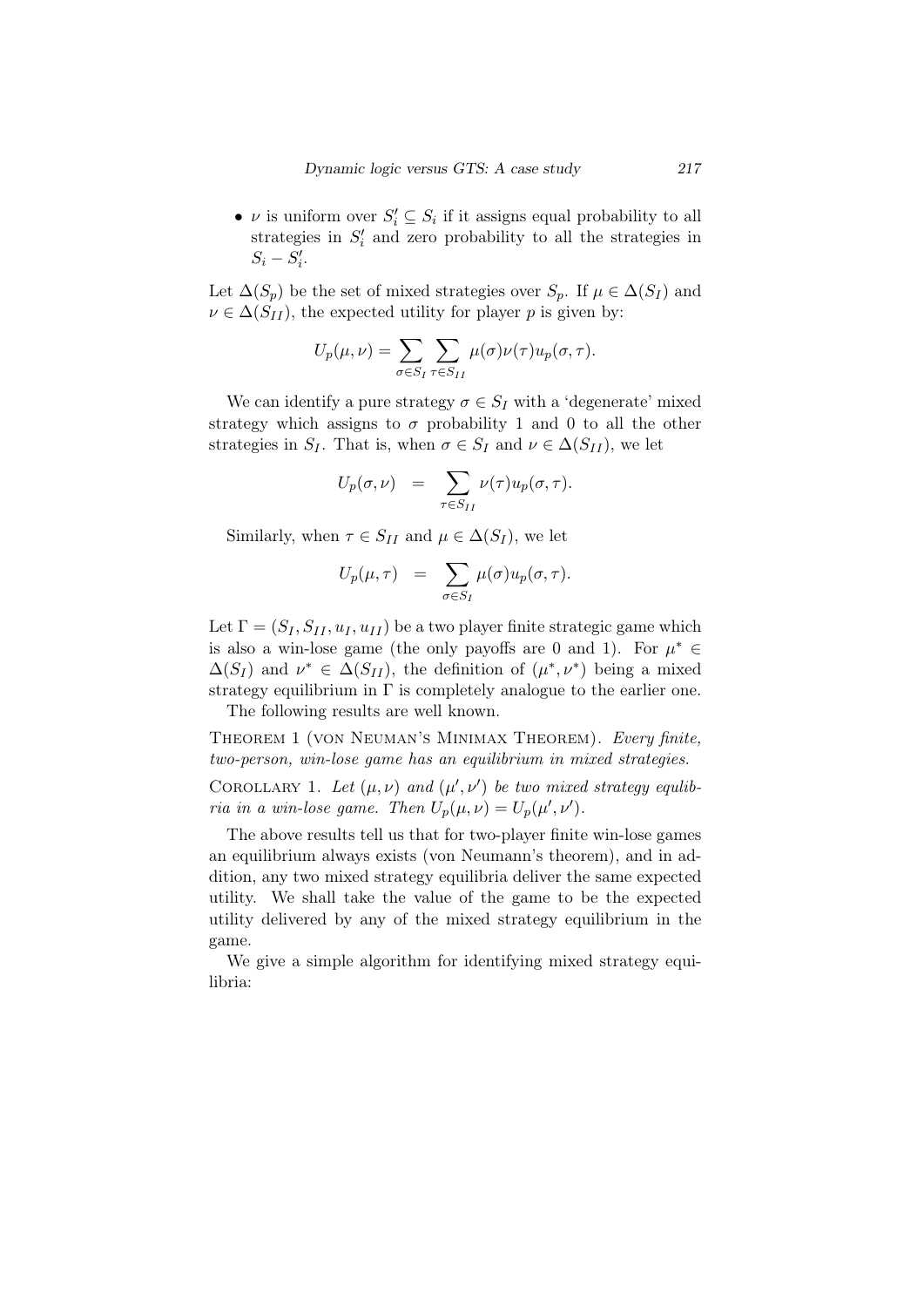- $\nu$ is uniform over $S_i' \subseteq S_i$ if it assigns equal probability to all strategies in $S_i'$ and zero probability to all the strategies in $S_i - S_i'$.

Let $\Delta(S_p)$ be the set of mixed strategies over $S_p$. If $\mu \in \Delta(S_I)$ and $\nu \in \Delta(S_{II})$, the expected utility for player $p$ is given by:

$$U_p(\mu, \nu) = \sum_{\sigma \in S_I} \sum_{\tau \in S_{II}} \mu(\sigma)\nu(\tau)u_p(\sigma, \tau).$$

We can identify a pure strategy $\sigma \in S_I$ with a 'degenerate' mixed strategy which assigns to $\sigma$ probability 1 and 0 to all the other strategies in $S_I$. That is, when $\sigma \in S_I$ and $\nu \in \Delta(S_{II})$, we let

$$U_p(\sigma, \nu) \quad = \quad \sum_{\tau \in S_{II}} \nu(\tau)u_p(\sigma, \tau).$$

Similarly, when $\tau \in S_{II}$ and $\mu \in \Delta(S_I)$, we let

$$U_p(\mu, \tau) \quad = \quad \sum_{\sigma \in S_I} \mu(\sigma)u_p(\sigma, \tau).$$

Let $\Gamma = (S_I, S_{II}, u_I, u_{II})$ be a two player finite strategic game which is also a win-lose game (the only payoffs are 0 and 1). For $\mu^* \in \Delta(S_I)$ and $\nu^* \in \Delta(S_{II})$, the definition of $(\mu^*, \nu^*)$ being a mixed strategy equilibrium in $\Gamma$ is completely analogue to the earlier one.

The following results are well known.

Theorem 1 (von Neuman's Minimax Theorem). *Every finite, two-person, win-lose game has an equilibrium in mixed strategies.*

Corollary 1. *Let $(\mu, \nu)$ and $(\mu', \nu')$ be two mixed strategy equlibria in a win-lose game. Then $U_p(\mu, \nu) = U_p(\mu', \nu')$.*

The above results tell us that for two-player finite win-lose games an equilibrium always exists (von Neumann's theorem), and in addition, any two mixed strategy equilibria deliver the same expected utility. We shall take the value of the game to be the expected utility delivered by any of the mixed strategy equilibrium in the game.

We give a simple algorithm for identifying mixed strategy equilibria: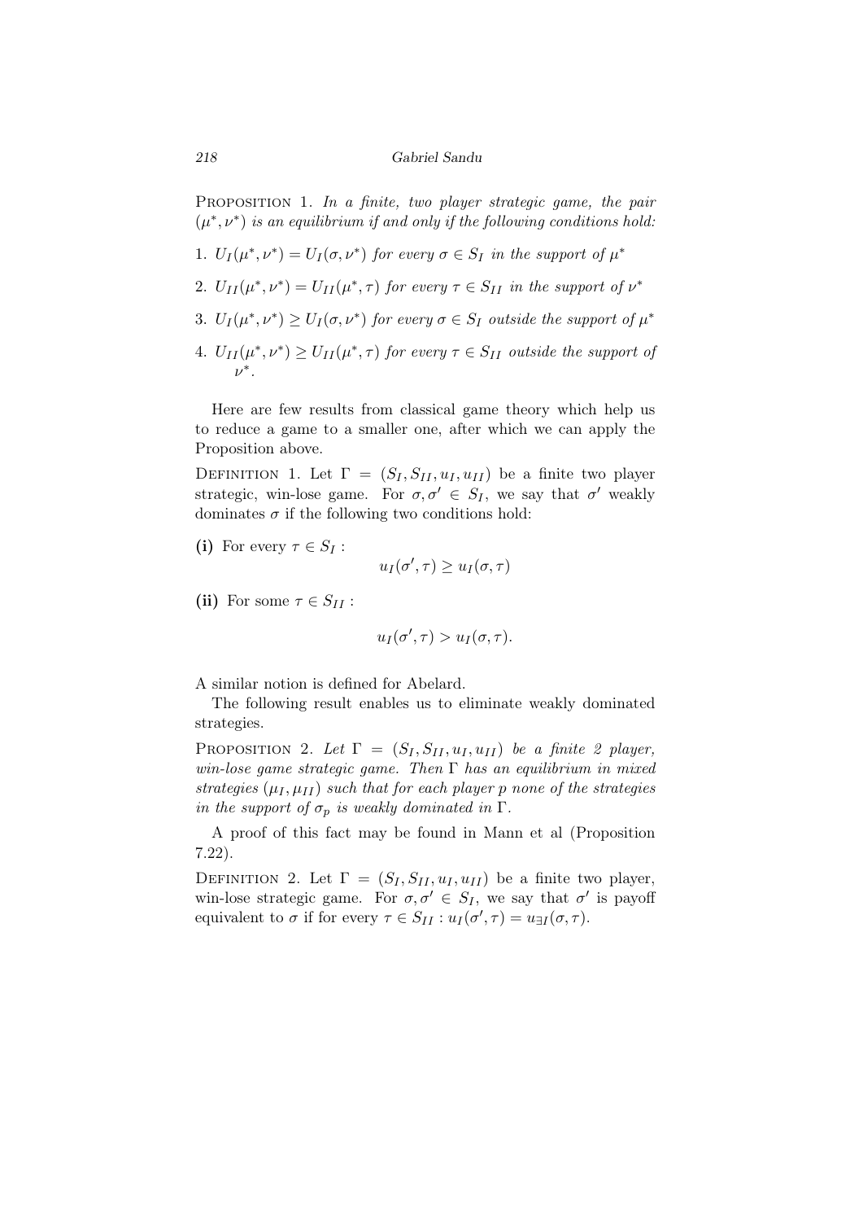PROPOSITION 1. *In a finite, two player strategic game, the pair* $(\mu^*, \nu^*)$ *is an equilibrium if and only if the following conditions hold:*

1. $U_I(\mu^*, \nu^*) = U_I(\sigma, \nu^*)$ *for every* $\sigma \in S_I$ *in the support of* $\mu^*$
2. $U_{II}(\mu^*, \nu^*) = U_{II}(\mu^*, \tau)$ *for every* $\tau \in S_{II}$ *in the support of* $\nu^*$
3. $U_I(\mu^*, \nu^*) \geq U_I(\sigma, \nu^*)$ *for every* $\sigma \in S_I$ *outside the support of* $\mu^*$
4. $U_{II}(\mu^*, \nu^*) \geq U_{II}(\mu^*, \tau)$ *for every* $\tau \in S_{II}$ *outside the support of* $\nu^*$.

Here are few results from classical game theory which help us to reduce a game to a smaller one, after which we can apply the Proposition above.

DEFINITION 1. Let $\Gamma = (S_I, S_{II}, u_I, u_{II})$ be a finite two player strategic, win-lose game. For $\sigma, \sigma' \in S_I$, we say that $\sigma'$ weakly dominates $\sigma$ if the following two conditions hold:

**(i)** For every $\tau \in S_I$ :

$$u_I(\sigma', \tau) \geq u_I(\sigma, \tau)$$

**(ii)** For some $\tau \in S_{II}$ :

$$u_I(\sigma', \tau) > u_I(\sigma, \tau).$$

A similar notion is defined for Abelard.

The following result enables us to eliminate weakly dominated strategies.

PROPOSITION 2. *Let* $\Gamma = (S_I, S_{II}, u_I, u_{II})$ *be a finite 2 player, win-lose game strategic game. Then* $\Gamma$ *has an equilibrium in mixed strategies* $(\mu_I, \mu_{II})$ *such that for each player p none of the strategies in the support of* $\sigma_p$ *is weakly dominated in* $\Gamma$.

A proof of this fact may be found in Mann et al (Proposition 7.22).

DEFINITION 2. Let $\Gamma = (S_I, S_{II}, u_I, u_{II})$ be a finite two player, win-lose strategic game. For $\sigma, \sigma' \in S_I$, we say that $\sigma'$ is payoff equivalent to $\sigma$ if for every $\tau \in S_{II} : u_I(\sigma', \tau) = u_{\exists I}(\sigma, \tau)$.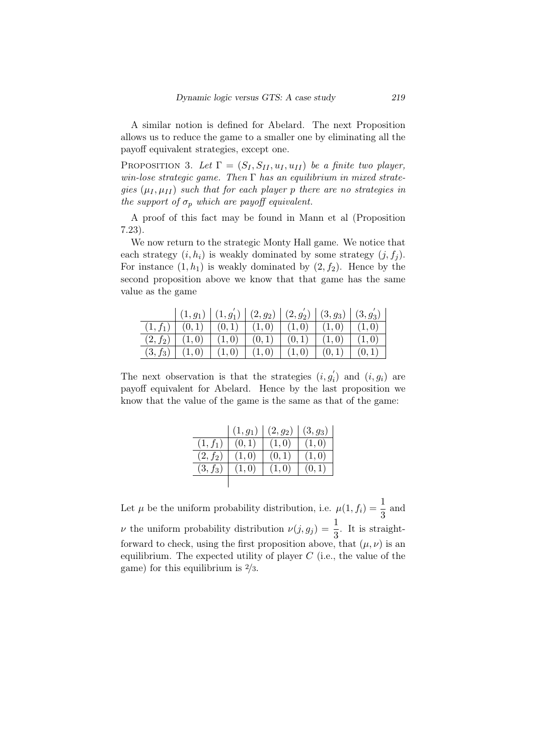A similar notion is defined for Abelard. The next Proposition allows us to reduce the game to a smaller one by eliminating all the payoff equivalent strategies, except one.

PROPOSITION 3. *Let $\Gamma = (S_I, S_{II}, u_I, u_{II})$ be a finite two player, win-lose strategic game. Then $\Gamma$ has an equilibrium in mixed strategies $(\mu_I, \mu_{II})$ such that for each player $p$ there are no strategies in the support of $\sigma_p$ which are payoff equivalent.*

A proof of this fact may be found in Mann et al (Proposition 7.23).

We now return to the strategic Monty Hall game. We notice that each strategy $(i, h_i)$ is weakly dominated by some strategy $(j, f_j)$. For instance $(1, h_1)$ is weakly dominated by $(2, f_2)$. Hence by the second proposition above we know that that game has the same value as the game

| | $(1, g_1)$ | $(1, g_1^{'})$ | $(2, g_2)$ | $(2, g_2^{'})$ | $(3, g_3)$ | $(3, g_3^{'})$ |
|---|---|---|---|---|---|---|
| $(1, f_1)$ | $(0, 1)$ | $(0, 1)$ | $(1, 0)$ | $(1, 0)$ | $(1, 0)$ | $(1, 0)$ |
| $(2, f_2)$ | $(1, 0)$ | $(1, 0)$ | $(0, 1)$ | $(0, 1)$ | $(1, 0)$ | $(1, 0)$ |
| $(3, f_3)$ | $(1, 0)$ | $(1, 0)$ | $(1, 0)$ | $(1, 0)$ | $(0, 1)$ | $(0, 1)$ |

The next observation is that the strategies $(i, g_i^{'})$ and $(i, g_i)$ are payoff equivalent for Abelard. Hence by the last proposition we know that the value of the game is the same as that of the game:

| | $(1, g_1)$ | $(2, g_2)$ | $(3, g_3)$ |
|---|---|---|---|
| $(1, f_1)$ | $(0, 1)$ | $(1, 0)$ | $(1, 0)$ |
| $(2, f_2)$ | $(1, 0)$ | $(0, 1)$ | $(1, 0)$ |
| $(3, f_3)$ | $(1, 0)$ | $(1, 0)$ | $(0, 1)$ |

Let $\mu$ be the uniform probability distribution, i.e. $\mu(1, f_i) = \dfrac{1}{3}$ and $\nu$ the uniform probability distribution $\nu(j, g_j) = \dfrac{1}{3}$. It is straightforward to check, using the first proposition above, that $(\mu, \nu)$ is an equilibrium. The expected utility of player $C$ (i.e., the value of the game) for this equilibrium is $2/3$.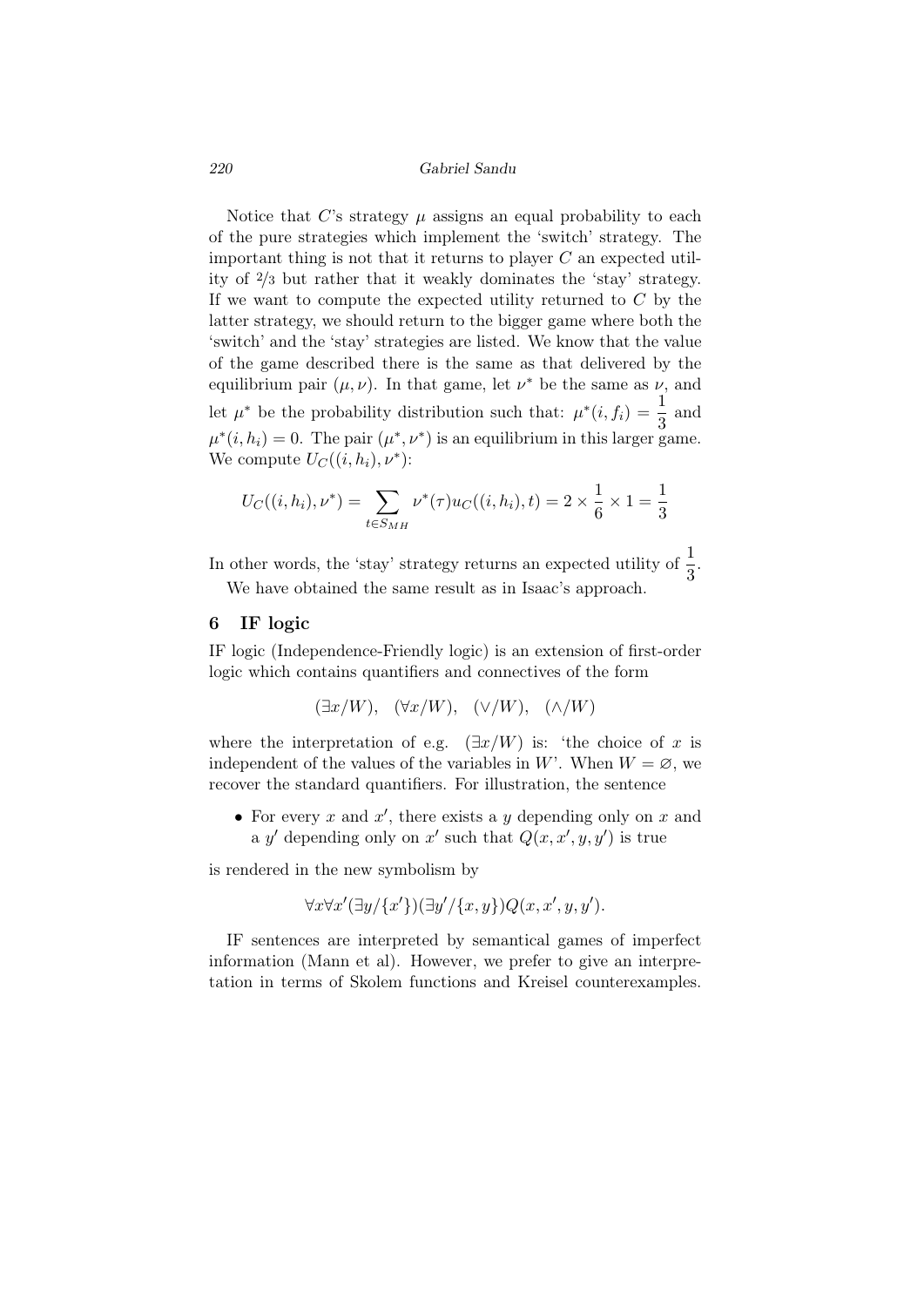Notice that $C$'s strategy $\mu$ assigns an equal probability to each of the pure strategies which implement the 'switch' strategy. The important thing is not that it returns to player $C$ an expected utility of $2/3$ but rather that it weakly dominates the 'stay' strategy. If we want to compute the expected utility returned to $C$ by the latter strategy, we should return to the bigger game where both the 'switch' and the 'stay' strategies are listed. We know that the value of the game described there is the same as that delivered by the equilibrium pair $(\mu, \nu)$. In that game, let $\nu^*$ be the same as $\nu$, and let $\mu^*$ be the probability distribution such that: $\mu^*(i, f_i) = \frac{1}{3}$ and $\mu^*(i, h_i) = 0$. The pair $(\mu^*, \nu^*)$ is an equilibrium in this larger game. We compute $U_C((i, h_i), \nu^*)$:

$$U_C((i, h_i), \nu^*) = \sum_{t \in S_{MH}} \nu^*(\tau) u_C((i, h_i), t) = 2 \times \frac{1}{6} \times 1 = \frac{1}{3}$$

In other words, the 'stay' strategy returns an expected utility of $\frac{1}{3}$.

We have obtained the same result as in Isaac's approach.

## 6 IF logic

IF logic (Independence-Friendly logic) is an extension of first-order logic which contains quantifiers and connectives of the form

$$(\exists x/W), \quad (\forall x/W), \quad (\vee/W), \quad (\wedge/W)$$

where the interpretation of e.g. $(\exists x/W)$ is: 'the choice of $x$ is independent of the values of the variables in $W$'. When $W = \varnothing$, we recover the standard quantifiers. For illustration, the sentence

- For every $x$ and $x'$, there exists a $y$ depending only on $x$ and a $y'$ depending only on $x'$ such that $Q(x, x', y, y')$ is true

is rendered in the new symbolism by

$$\forall x \forall x' (\exists y/\{x'\})(\exists y'/\{x, y\}) Q(x, x', y, y').$$

IF sentences are interpreted by semantical games of imperfect information (Mann et al). However, we prefer to give an interpretation in terms of Skolem functions and Kreisel counterexamples.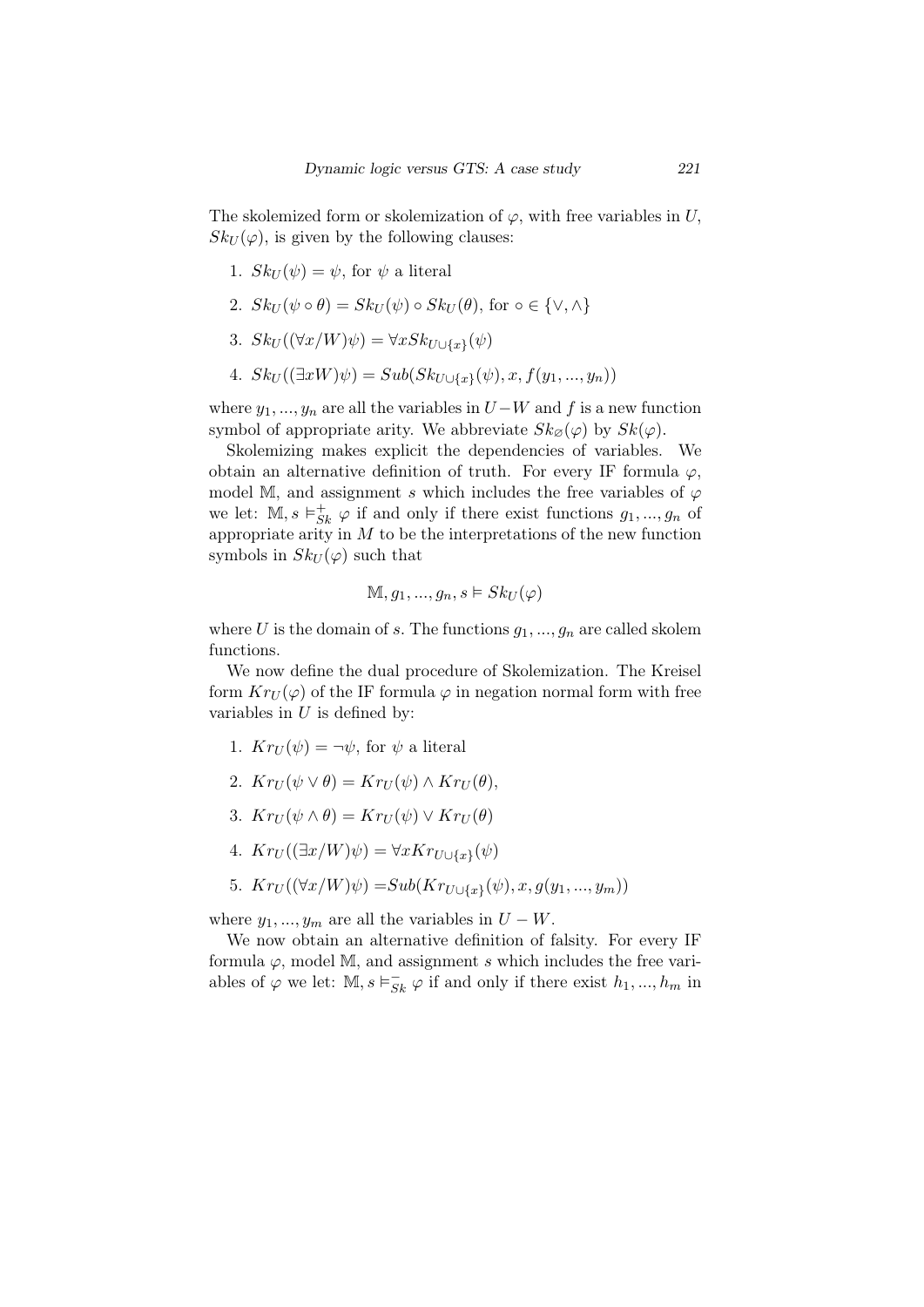The skolemized form or skolemization of $\varphi$, with free variables in $U$, $Sk_U(\varphi)$, is given by the following clauses:

1. $Sk_U(\psi) = \psi$, for $\psi$ a literal
2. $Sk_U(\psi \circ \theta) = Sk_U(\psi) \circ Sk_U(\theta)$, for $\circ \in \{\vee, \wedge\}$
3. $Sk_U((\forall x/W)\psi) = \forall x Sk_{U \cup \{x\}}(\psi)$
4. $Sk_U((\exists x W)\psi) = Sub(Sk_{U\cup\{x\}}(\psi), x, f(y_1, ..., y_n))$

where $y_1, ..., y_n$ are all the variables in $U - W$ and $f$ is a new function symbol of appropriate arity. We abbreviate $Sk_\varnothing(\varphi)$ by $Sk(\varphi)$.

Skolemizing makes explicit the dependencies of variables. We obtain an alternative definition of truth. For every IF formula $\varphi$, model $\mathbb{M}$, and assignment $s$ which includes the free variables of $\varphi$ we let: $\mathbb{M}, s \vDash^+_{Sk} \varphi$ if and only if there exist functions $g_1, ..., g_n$ of appropriate arity in $M$ to be the interpretations of the new function symbols in $Sk_U(\varphi)$ such that

$$\mathbb{M}, g_1, ..., g_n, s \vDash Sk_U(\varphi)$$

where $U$ is the domain of $s$. The functions $g_1, ..., g_n$ are called skolem functions.

We now define the dual procedure of Skolemization. The Kreisel form $Kr_U(\varphi)$ of the IF formula $\varphi$ in negation normal form with free variables in $U$ is defined by:

1. $Kr_U(\psi) = \neg\psi$, for $\psi$ a literal
2. $Kr_U(\psi \vee \theta) = Kr_U(\psi) \wedge Kr_U(\theta)$,
3. $Kr_U(\psi \wedge \theta) = Kr_U(\psi) \vee Kr_U(\theta)$
4. $Kr_U((\exists x/W)\psi) = \forall x Kr_{U\cup\{x\}}(\psi)$
5. $Kr_U((\forall x/W)\psi) = Sub(Kr_{U\cup\{x\}}(\psi), x, g(y_1, ..., y_m))$

where $y_1, ..., y_m$ are all the variables in $U - W$.

We now obtain an alternative definition of falsity. For every IF formula $\varphi$, model $\mathbb{M}$, and assignment $s$ which includes the free variables of $\varphi$ we let: $\mathbb{M}, s \vDash^-_{Sk} \varphi$ if and only if there exist $h_1, ..., h_m$ in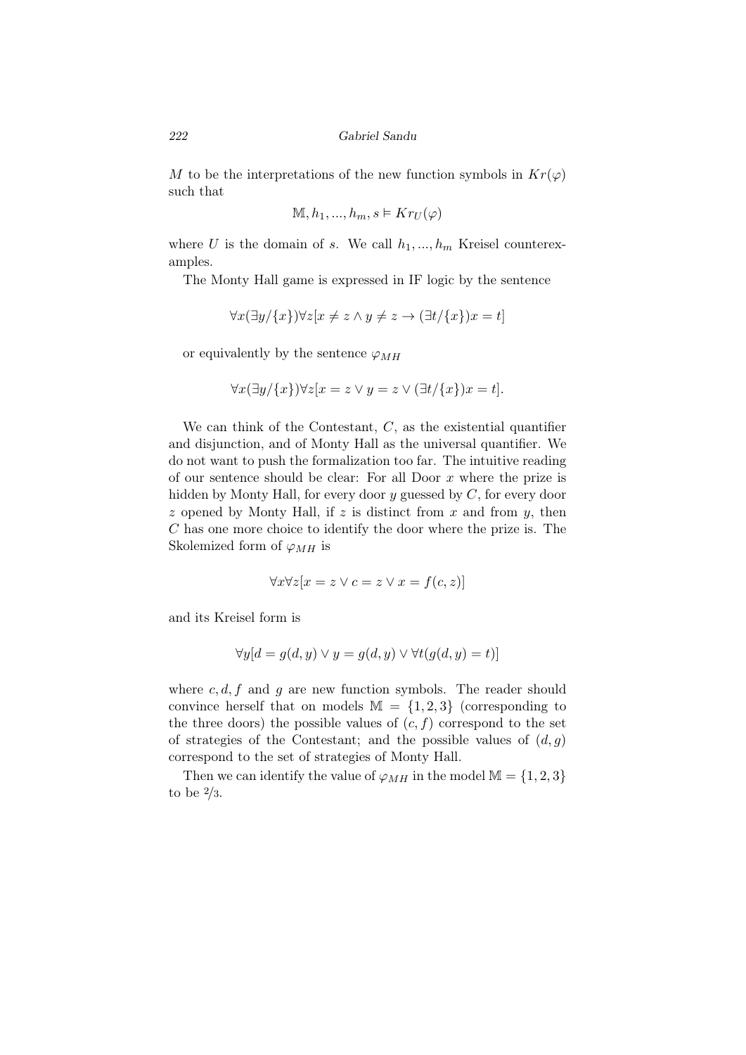$M$ to be the interpretations of the new function symbols in $Kr(\varphi)$ such that

$$\mathbb{M}, h_1, ..., h_m, s \vDash Kr_U(\varphi)$$

where $U$ is the domain of $s$. We call $h_1, ..., h_m$ Kreisel counterexamples.

The Monty Hall game is expressed in IF logic by the sentence

$$\forall x (\exists y/\{x\}) \forall z [x \neq z \land y \neq z \to (\exists t/\{x\}) x = t]$$

or equivalently by the sentence $\varphi_{MH}$

$$\forall x (\exists y/\{x\}) \forall z [x = z \lor y = z \lor (\exists t/\{x\}) x = t].$$

We can think of the Contestant, $C$, as the existential quantifier and disjunction, and of Monty Hall as the universal quantifier. We do not want to push the formalization too far. The intuitive reading of our sentence should be clear: For all Door $x$ where the prize is hidden by Monty Hall, for every door $y$ guessed by $C$, for every door $z$ opened by Monty Hall, if $z$ is distinct from $x$ and from $y$, then $C$ has one more choice to identify the door where the prize is. The Skolemized form of $\varphi_{MH}$ is

$$\forall x \forall z [x = z \lor c = z \lor x = f(c, z)]$$

and its Kreisel form is

$$\forall y [d = g(d, y) \lor y = g(d, y) \lor \forall t (g(d, y) = t)]$$

where $c, d, f$ and $g$ are new function symbols. The reader should convince herself that on models $\mathbb{M} = \{1, 2, 3\}$ (corresponding to the three doors) the possible values of $(c, f)$ correspond to the set of strategies of the Contestant; and the possible values of $(d, g)$ correspond to the set of strategies of Monty Hall.

Then we can identify the value of $\varphi_{MH}$ in the model $\mathbb{M} = \{1, 2, 3\}$ to be $2/3$.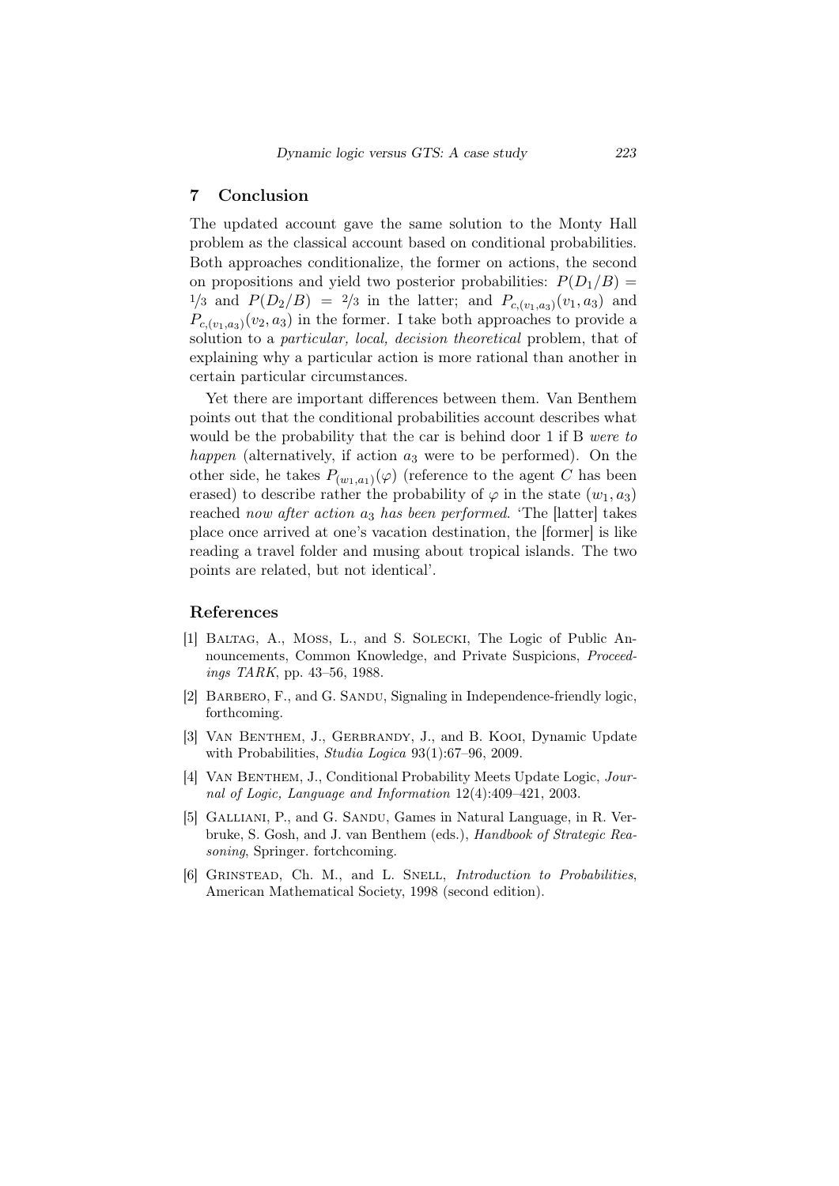## 7 Conclusion

The updated account gave the same solution to the Monty Hall problem as the classical account based on conditional probabilities. Both approaches conditionalize, the former on actions, the second on propositions and yield two posterior probabilities: $P(D_1/B) = 1/3$ and $P(D_2/B) = 2/3$ in the latter; and $P_{c,(v_1,a_3)}(v_1, a_3)$ and $P_{c,(v_1,a_3)}(v_2, a_3)$ in the former. I take both approaches to provide a solution to a *particular, local, decision theoretical* problem, that of explaining why a particular action is more rational than another in certain particular circumstances.

Yet there are important differences between them. Van Benthem points out that the conditional probabilities account describes what would be the probability that the car is behind door 1 if B *were to happen* (alternatively, if action $a_3$ were to be performed). On the other side, he takes $P_{(w_1,a_1)}(\varphi)$ (reference to the agent $C$ has been erased) to describe rather the probability of $\varphi$ in the state $(w_1, a_3)$ reached *now after action $a_3$ has been performed*. 'The [latter] takes place once arrived at one's vacation destination, the [former] is like reading a travel folder and musing about tropical islands. The two points are related, but not identical'.

### References

[1] Baltag, A., Moss, L., and S. Solecki, The Logic of Public Announcements, Common Knowledge, and Private Suspicions, *Proceedings TARK*, pp. 43–56, 1988.

[2] Barbero, F., and G. Sandu, Signaling in Independence-friendly logic, forthcoming.

[3] Van Benthem, J., Gerbrandy, J., and B. Kooi, Dynamic Update with Probabilities, *Studia Logica* 93(1):67–96, 2009.

[4] Van Benthem, J., Conditional Probability Meets Update Logic, *Journal of Logic, Language and Information* 12(4):409–421, 2003.

[5] Galliani, P., and G. Sandu, Games in Natural Language, in R. Verbruke, S. Gosh, and J. van Benthem (eds.), *Handbook of Strategic Reasoning*, Springer. fortchcoming.

[6] Grinstead, Ch. M., and L. Snell, *Introduction to Probabilities*, American Mathematical Society, 1998 (second edition).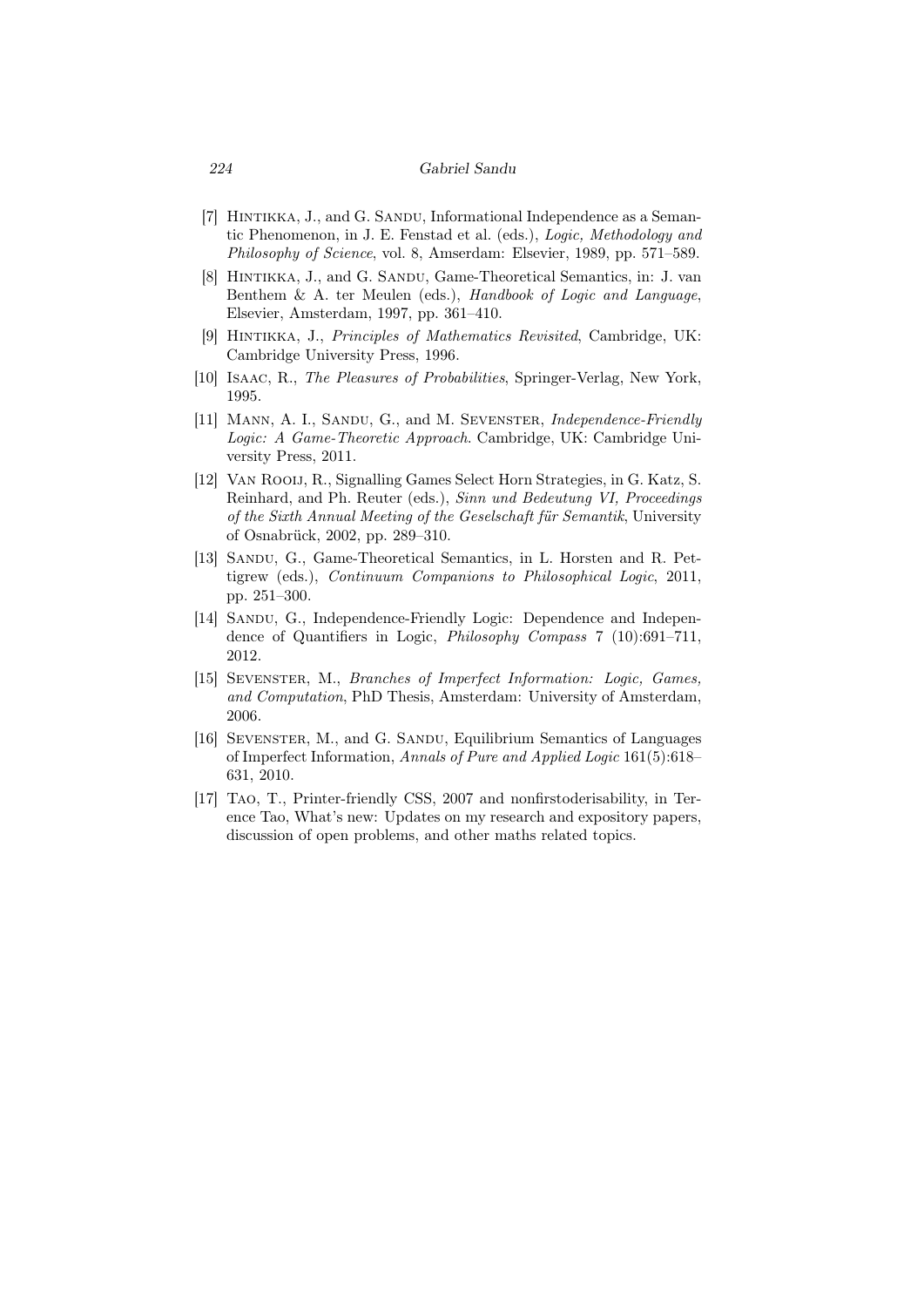[7] Hintikka, J., and G. Sandu, Informational Independence as a Semantic Phenomenon, in J. E. Fenstad et al. (eds.), *Logic, Methodology and Philosophy of Science*, vol. 8, Amserdam: Elsevier, 1989, pp. 571–589.

[8] Hintikka, J., and G. Sandu, Game-Theoretical Semantics, in: J. van Benthem & A. ter Meulen (eds.), *Handbook of Logic and Language*, Elsevier, Amsterdam, 1997, pp. 361–410.

[9] Hintikka, J., *Principles of Mathematics Revisited*, Cambridge, UK: Cambridge University Press, 1996.

[10] Isaac, R., *The Pleasures of Probabilities*, Springer-Verlag, New York, 1995.

[11] Mann, A. I., Sandu, G., and M. Sevenster, *Independence-Friendly Logic: A Game-Theoretic Approach*. Cambridge, UK: Cambridge University Press, 2011.

[12] Van Rooij, R., Signalling Games Select Horn Strategies, in G. Katz, S. Reinhard, and Ph. Reuter (eds.), *Sinn und Bedeutung VI, Proceedings of the Sixth Annual Meeting of the Geselschaft für Semantik*, University of Osnabrück, 2002, pp. 289–310.

[13] Sandu, G., Game-Theoretical Semantics, in L. Horsten and R. Pettigrew (eds.), *Continuum Companions to Philosophical Logic*, 2011, pp. 251–300.

[14] Sandu, G., Independence-Friendly Logic: Dependence and Independence of Quantifiers in Logic, *Philosophy Compass* 7 (10):691–711, 2012.

[15] Sevenster, M., *Branches of Imperfect Information: Logic, Games, and Computation*, PhD Thesis, Amsterdam: University of Amsterdam, 2006.

[16] Sevenster, M., and G. Sandu, Equilibrium Semantics of Languages of Imperfect Information, *Annals of Pure and Applied Logic* 161(5):618–631, 2010.

[17] Tao, T., Printer-friendly CSS, 2007 and nonfirstoderisability, in Terence Tao, What's new: Updates on my research and expository papers, discussion of open problems, and other maths related topics.